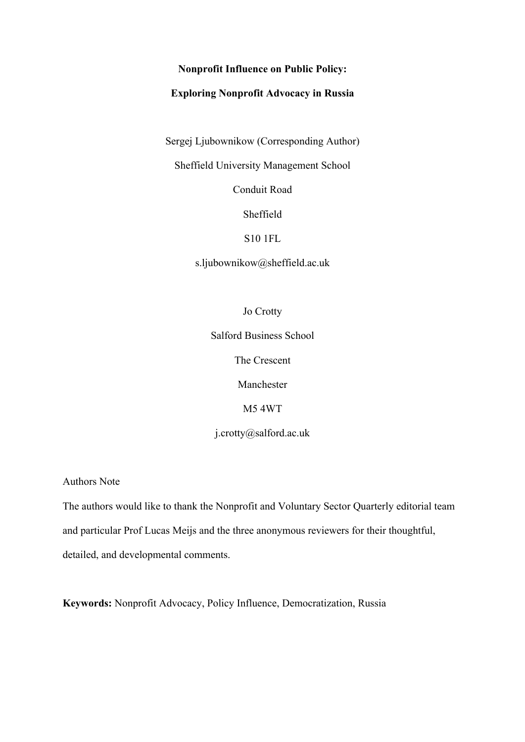**Nonprofit Influence on Public Policy:**

**Exploring Nonprofit Advocacy in Russia**

Sergej Ljubownikow (Corresponding Author)

Sheffield University Management School

Conduit Road

Sheffield

S10 1FL

s.ljubownikow@sheffield.ac.uk

Jo Crotty

Salford Business School

The Crescent

Manchester

M5 4WT

j.crotty@salford.ac.uk

Authors Note

The authors would like to thank the Nonprofit and Voluntary Sector Quarterly editorial team and particular Prof Lucas Meijs and the three anonymous reviewers for their thoughtful, detailed, and developmental comments.

**Keywords:** Nonprofit Advocacy, Policy Influence, Democratization, Russia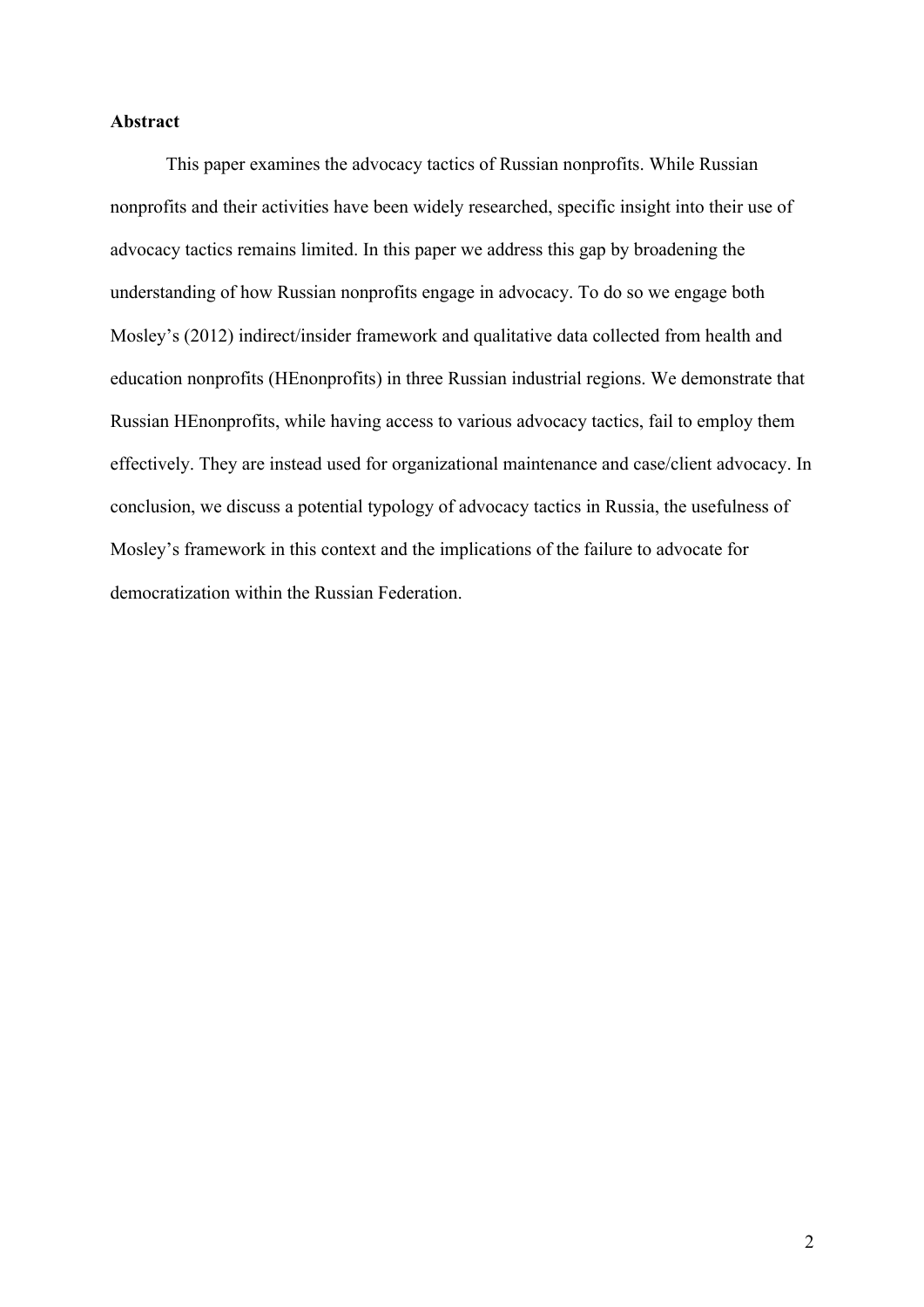**Abstract**

This paper examines the advocacy tactics of Russian nonprofits. While Russian nonprofits and their activities have been widely researched, specific insight into their use of advocacy tactics remains limited. In this paper we address this gap by broadening the understanding of how Russian nonprofits engage in advocacy. To do so we engage both Mosley's (2012) indirect/insider framework and qualitative data collected from health and education nonprofits (HEnonprofits) in three Russian industrial regions. We demonstrate that Russian HEnonprofits, while having access to various advocacy tactics, fail to employ them effectively. They are instead used for organizational maintenance and case/client advocacy. In conclusion, we discuss a potential typology of advocacy tactics in Russia, the usefulness of Mosley's framework in this context and the implications of the failure to advocate for democratization within the Russian Federation.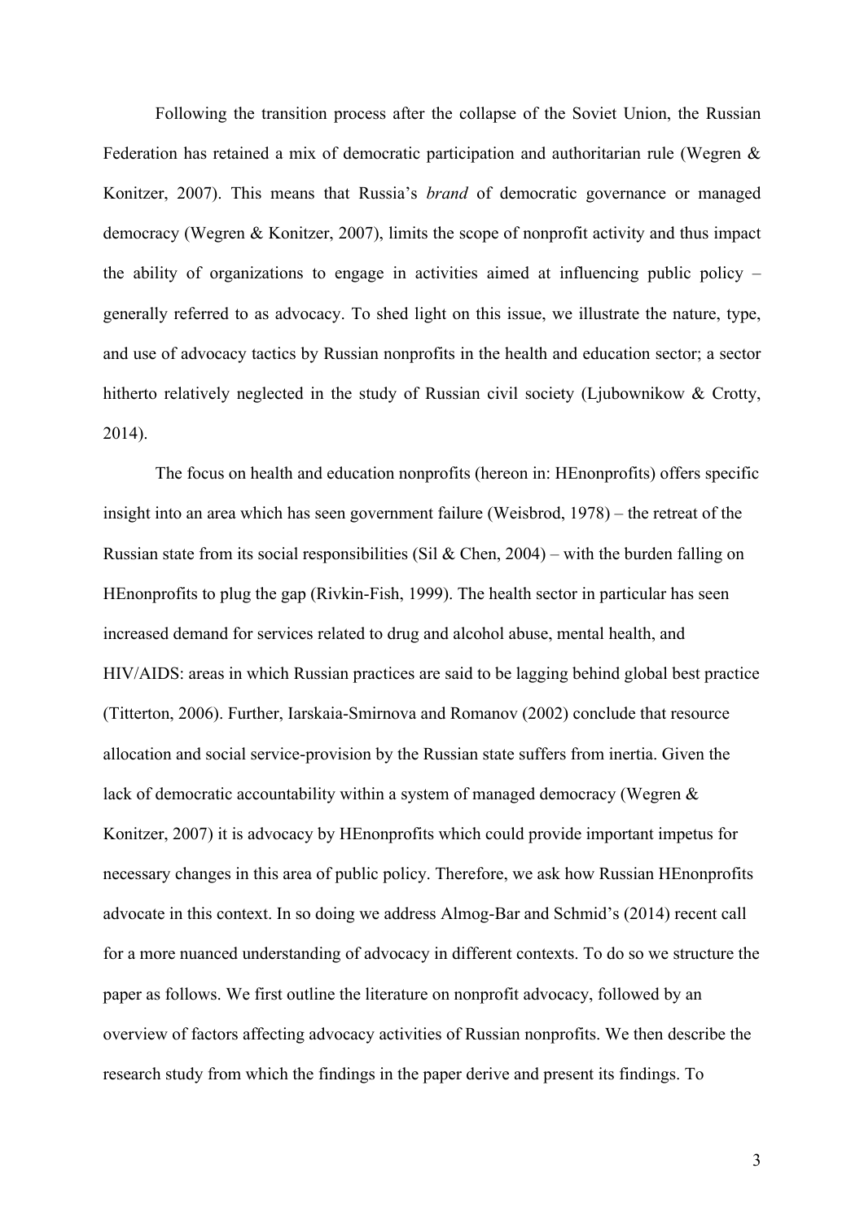Following the transition process after the collapse of the Soviet Union, the Russian Federation has retained a mix of democratic participation and authoritarian rule (Wegren & Konitzer, 2007). This means that Russia's *brand* of democratic governance or managed democracy (Wegren & Konitzer, 2007), limits the scope of nonprofit activity and thus impact the ability of organizations to engage in activities aimed at influencing public policy – generally referred to as advocacy. To shed light on this issue, we illustrate the nature, type, and use of advocacy tactics by Russian nonprofits in the health and education sector; a sector hitherto relatively neglected in the study of Russian civil society (Ljubownikow & Crotty, 2014).

The focus on health and education nonprofits (hereon in: HEnonprofits) offers specific insight into an area which has seen government failure (Weisbrod, 1978) – the retreat of the Russian state from its social responsibilities (Sil & Chen, 2004) – with the burden falling on HEnonprofits to plug the gap (Rivkin-Fish, 1999). The health sector in particular has seen increased demand for services related to drug and alcohol abuse, mental health, and HIV/AIDS: areas in which Russian practices are said to be lagging behind global best practice (Titterton, 2006). Further, Iarskaia-Smirnova and Romanov (2002) conclude that resource allocation and social service-provision by the Russian state suffers from inertia. Given the lack of democratic accountability within a system of managed democracy (Wegren & Konitzer, 2007) it is advocacy by HEnonprofits which could provide important impetus for necessary changes in this area of public policy. Therefore, we ask how Russian HEnonprofits advocate in this context. In so doing we address Almog-Bar and Schmid's (2014) recent call for a more nuanced understanding of advocacy in different contexts. To do so we structure the paper as follows. We first outline the literature on nonprofit advocacy, followed by an overview of factors affecting advocacy activities of Russian nonprofits. We then describe the research study from which the findings in the paper derive and present its findings. To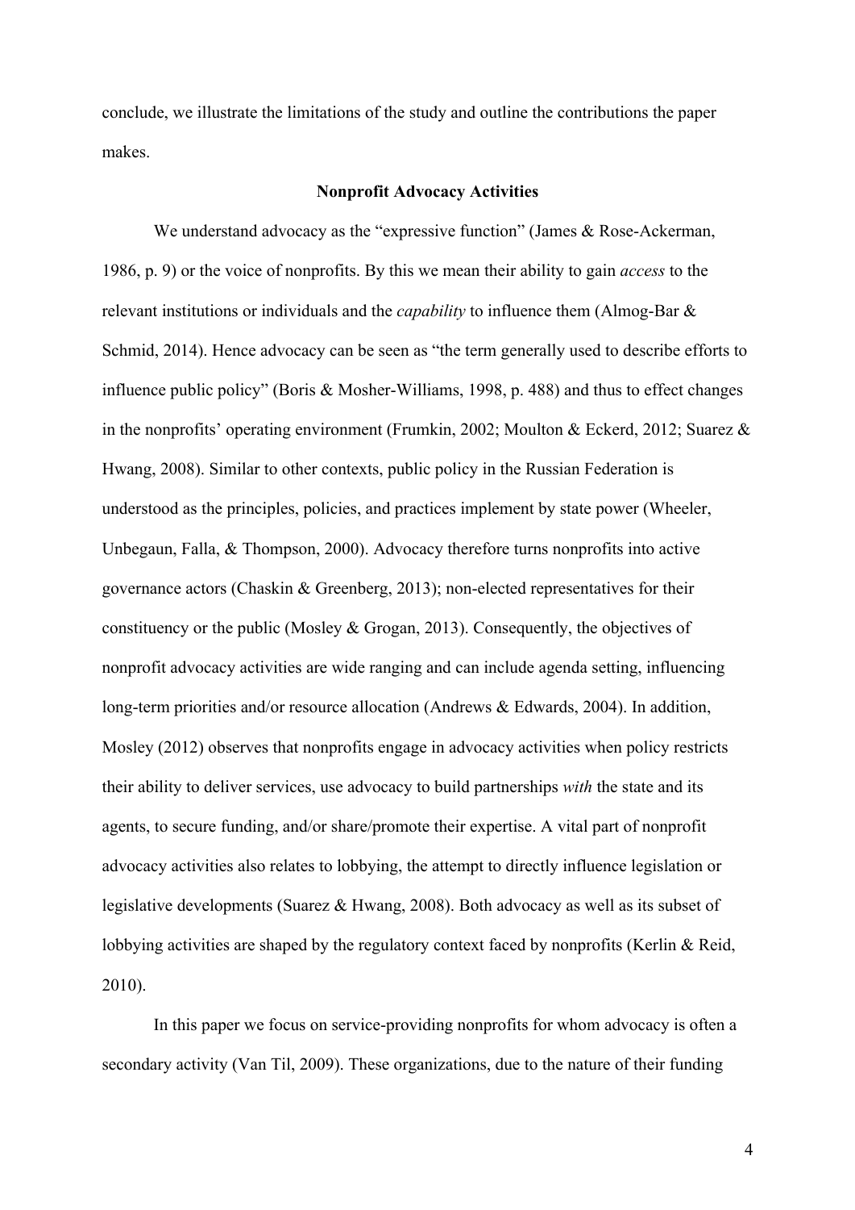conclude, we illustrate the limitations of the study and outline the contributions the paper makes.

## Nonprofit Advocacy Activities

We understand advocacy as the "expressive function" (James & Rose-Ackerman, 1986, p. 9) or the voice of nonprofits. By this we mean their ability to gain *access* to the relevant institutions or individuals and the *capability* to influence them (Almog-Bar & Schmid, 2014). Hence advocacy can be seen as "the term generally used to describe efforts to influence public policy" (Boris & Mosher-Williams, 1998, p. 488) and thus to effect changes in the nonprofits' operating environment (Frumkin, 2002; Moulton & Eckerd, 2012; Suarez & Hwang, 2008). Similar to other contexts, public policy in the Russian Federation is understood as the principles, policies, and practices implement by state power (Wheeler, Unbegaun, Falla, & Thompson, 2000). Advocacy therefore turns nonprofits into active governance actors (Chaskin & Greenberg, 2013); non-elected representatives for their constituency or the public (Mosley & Grogan, 2013). Consequently, the objectives of nonprofit advocacy activities are wide ranging and can include agenda setting, influencing long-term priorities and/or resource allocation (Andrews & Edwards, 2004). In addition, Mosley (2012) observes that nonprofits engage in advocacy activities when policy restricts their ability to deliver services, use advocacy to build partnerships *with* the state and its agents, to secure funding, and/or share/promote their expertise. A vital part of nonprofit advocacy activities also relates to lobbying, the attempt to directly influence legislation or legislative developments (Suarez & Hwang, 2008). Both advocacy as well as its subset of lobbying activities are shaped by the regulatory context faced by nonprofits (Kerlin & Reid, 2010).

In this paper we focus on service-providing nonprofits for whom advocacy is often a secondary activity (Van Til, 2009). These organizations, due to the nature of their funding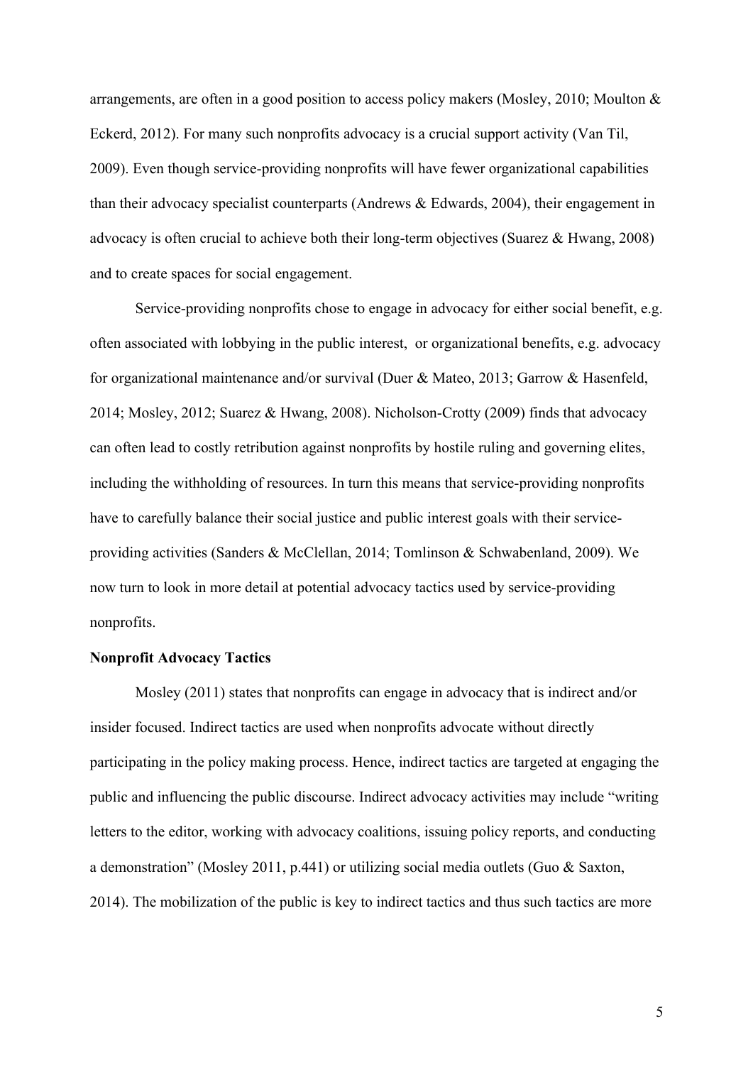arrangements, are often in a good position to access policy makers (Mosley, 2010; Moulton & Eckerd, 2012). For many such nonprofits advocacy is a crucial support activity (Van Til, 2009). Even though service-providing nonprofits will have fewer organizational capabilities than their advocacy specialist counterparts (Andrews & Edwards, 2004), their engagement in advocacy is often crucial to achieve both their long-term objectives (Suarez & Hwang, 2008) and to create spaces for social engagement.

Service-providing nonprofits chose to engage in advocacy for either social benefit, e.g. often associated with lobbying in the public interest, or organizational benefits, e.g. advocacy for organizational maintenance and/or survival (Duer & Mateo, 2013; Garrow & Hasenfeld, 2014; Mosley, 2012; Suarez & Hwang, 2008). Nicholson-Crotty (2009) finds that advocacy can often lead to costly retribution against nonprofits by hostile ruling and governing elites, including the withholding of resources. In turn this means that service-providing nonprofits have to carefully balance their social justice and public interest goals with their service-providing activities (Sanders & McClellan, 2014; Tomlinson & Schwabenland, 2009). We now turn to look in more detail at potential advocacy tactics used by service-providing nonprofits.

**Nonprofit Advocacy Tactics**

Mosley (2011) states that nonprofits can engage in advocacy that is indirect and/or insider focused. Indirect tactics are used when nonprofits advocate without directly participating in the policy making process. Hence, indirect tactics are targeted at engaging the public and influencing the public discourse. Indirect advocacy activities may include "writing letters to the editor, working with advocacy coalitions, issuing policy reports, and conducting a demonstration" (Mosley 2011, p.441) or utilizing social media outlets (Guo & Saxton, 2014). The mobilization of the public is key to indirect tactics and thus such tactics are more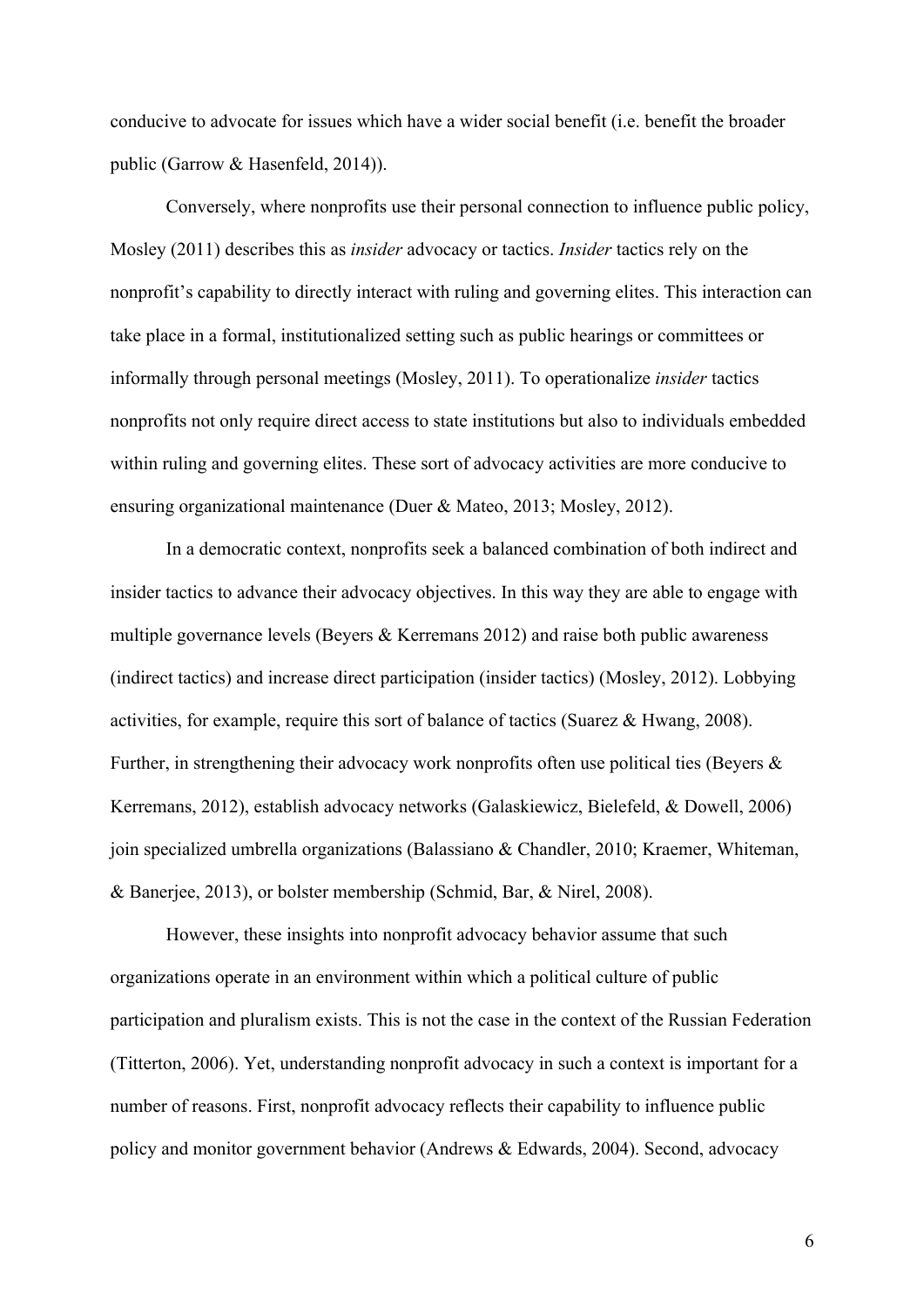conducive to advocate for issues which have a wider social benefit (i.e. benefit the broader public (Garrow & Hasenfeld, 2014)).

Conversely, where nonprofits use their personal connection to influence public policy, Mosley (2011) describes this as *insider* advocacy or tactics. *Insider* tactics rely on the nonprofit's capability to directly interact with ruling and governing elites. This interaction can take place in a formal, institutionalized setting such as public hearings or committees or informally through personal meetings (Mosley, 2011). To operationalize *insider* tactics nonprofits not only require direct access to state institutions but also to individuals embedded within ruling and governing elites. These sort of advocacy activities are more conducive to ensuring organizational maintenance (Duer & Mateo, 2013; Mosley, 2012).

In a democratic context, nonprofits seek a balanced combination of both indirect and insider tactics to advance their advocacy objectives. In this way they are able to engage with multiple governance levels (Beyers & Kerremans 2012) and raise both public awareness (indirect tactics) and increase direct participation (insider tactics) (Mosley, 2012). Lobbying activities, for example, require this sort of balance of tactics (Suarez & Hwang, 2008). Further, in strengthening their advocacy work nonprofits often use political ties (Beyers & Kerremans, 2012), establish advocacy networks (Galaskiewicz, Bielefeld, & Dowell, 2006) join specialized umbrella organizations (Balassiano & Chandler, 2010; Kraemer, Whiteman, & Banerjee, 2013), or bolster membership (Schmid, Bar, & Nirel, 2008).

However, these insights into nonprofit advocacy behavior assume that such organizations operate in an environment within which a political culture of public participation and pluralism exists. This is not the case in the context of the Russian Federation (Titterton, 2006). Yet, understanding nonprofit advocacy in such a context is important for a number of reasons. First, nonprofit advocacy reflects their capability to influence public policy and monitor government behavior (Andrews & Edwards, 2004). Second, advocacy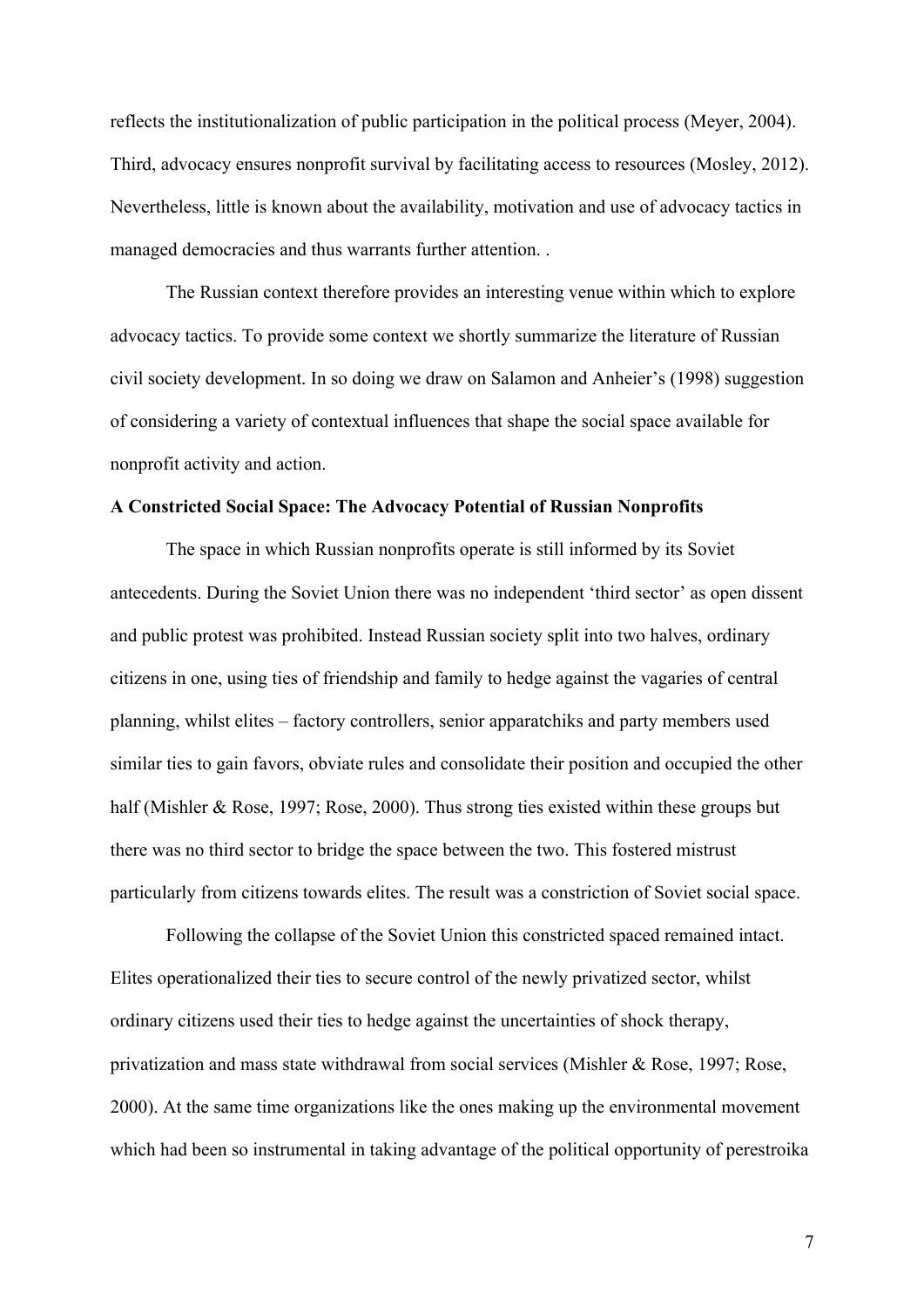reflects the institutionalization of public participation in the political process (Meyer, 2004). Third, advocacy ensures nonprofit survival by facilitating access to resources (Mosley, 2012). Nevertheless, little is known about the availability, motivation and use of advocacy tactics in managed democracies and thus warrants further attention. .

The Russian context therefore provides an interesting venue within which to explore advocacy tactics. To provide some context we shortly summarize the literature of Russian civil society development. In so doing we draw on Salamon and Anheier's (1998) suggestion of considering a variety of contextual influences that shape the social space available for nonprofit activity and action.

**A Constricted Social Space: The Advocacy Potential of Russian Nonprofits**

The space in which Russian nonprofits operate is still informed by its Soviet antecedents. During the Soviet Union there was no independent 'third sector' as open dissent and public protest was prohibited. Instead Russian society split into two halves, ordinary citizens in one, using ties of friendship and family to hedge against the vagaries of central planning, whilst elites – factory controllers, senior apparatchiks and party members used similar ties to gain favors, obviate rules and consolidate their position and occupied the other half (Mishler & Rose, 1997; Rose, 2000). Thus strong ties existed within these groups but there was no third sector to bridge the space between the two. This fostered mistrust particularly from citizens towards elites. The result was a constriction of Soviet social space.

Following the collapse of the Soviet Union this constricted spaced remained intact. Elites operationalized their ties to secure control of the newly privatized sector, whilst ordinary citizens used their ties to hedge against the uncertainties of shock therapy, privatization and mass state withdrawal from social services (Mishler & Rose, 1997; Rose, 2000). At the same time organizations like the ones making up the environmental movement which had been so instrumental in taking advantage of the political opportunity of perestroika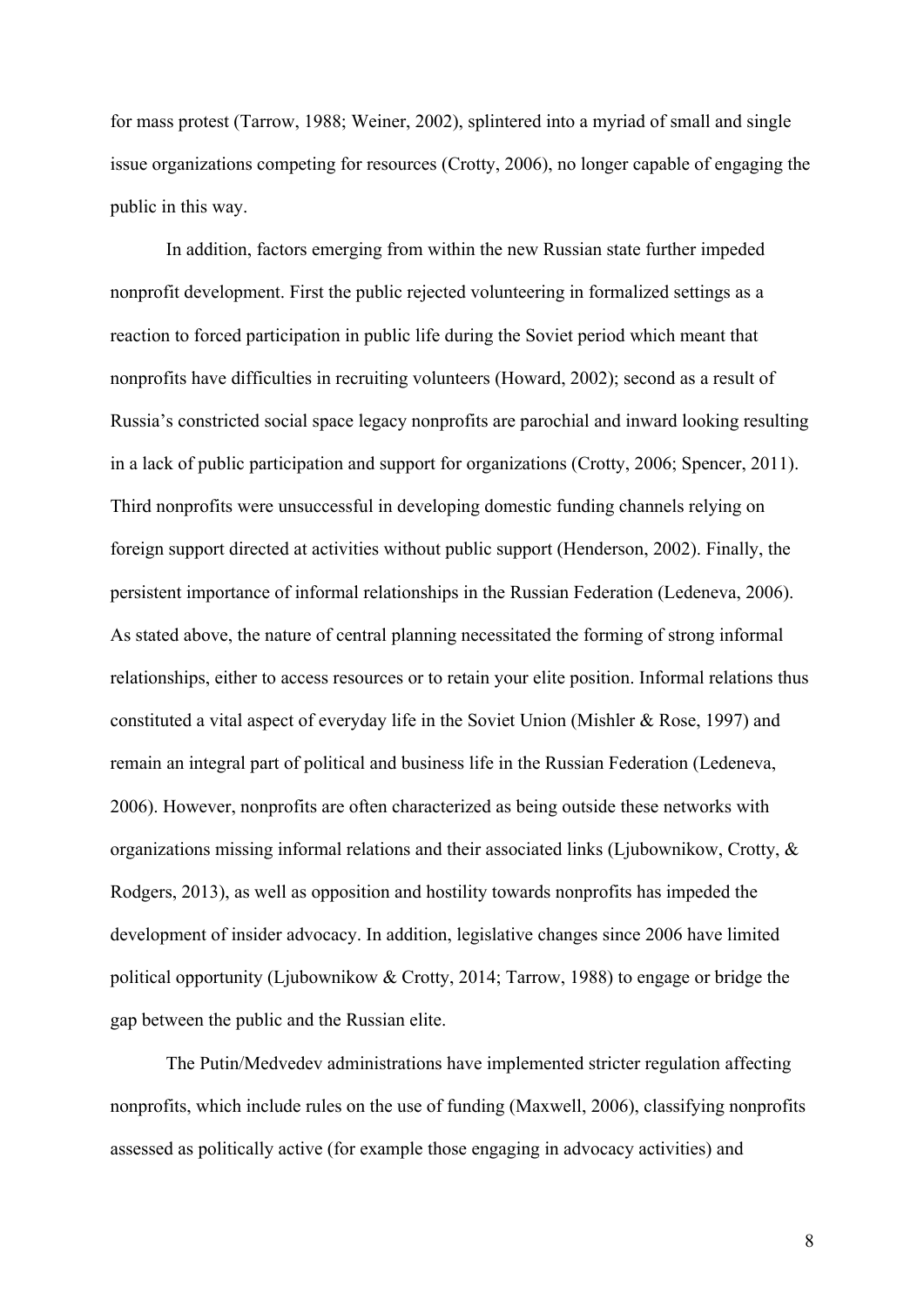for mass protest (Tarrow, 1988; Weiner, 2002), splintered into a myriad of small and single issue organizations competing for resources (Crotty, 2006), no longer capable of engaging the public in this way.

In addition, factors emerging from within the new Russian state further impeded nonprofit development. First the public rejected volunteering in formalized settings as a reaction to forced participation in public life during the Soviet period which meant that nonprofits have difficulties in recruiting volunteers (Howard, 2002); second as a result of Russia's constricted social space legacy nonprofits are parochial and inward looking resulting in a lack of public participation and support for organizations (Crotty, 2006; Spencer, 2011). Third nonprofits were unsuccessful in developing domestic funding channels relying on foreign support directed at activities without public support (Henderson, 2002). Finally, the persistent importance of informal relationships in the Russian Federation (Ledeneva, 2006). As stated above, the nature of central planning necessitated the forming of strong informal relationships, either to access resources or to retain your elite position. Informal relations thus constituted a vital aspect of everyday life in the Soviet Union (Mishler & Rose, 1997) and remain an integral part of political and business life in the Russian Federation (Ledeneva, 2006). However, nonprofits are often characterized as being outside these networks with organizations missing informal relations and their associated links (Ljubownikow, Crotty, & Rodgers, 2013), as well as opposition and hostility towards nonprofits has impeded the development of insider advocacy. In addition, legislative changes since 2006 have limited political opportunity (Ljubownikow & Crotty, 2014; Tarrow, 1988) to engage or bridge the gap between the public and the Russian elite.

The Putin/Medvedev administrations have implemented stricter regulation affecting nonprofits, which include rules on the use of funding (Maxwell, 2006), classifying nonprofits assessed as politically active (for example those engaging in advocacy activities) and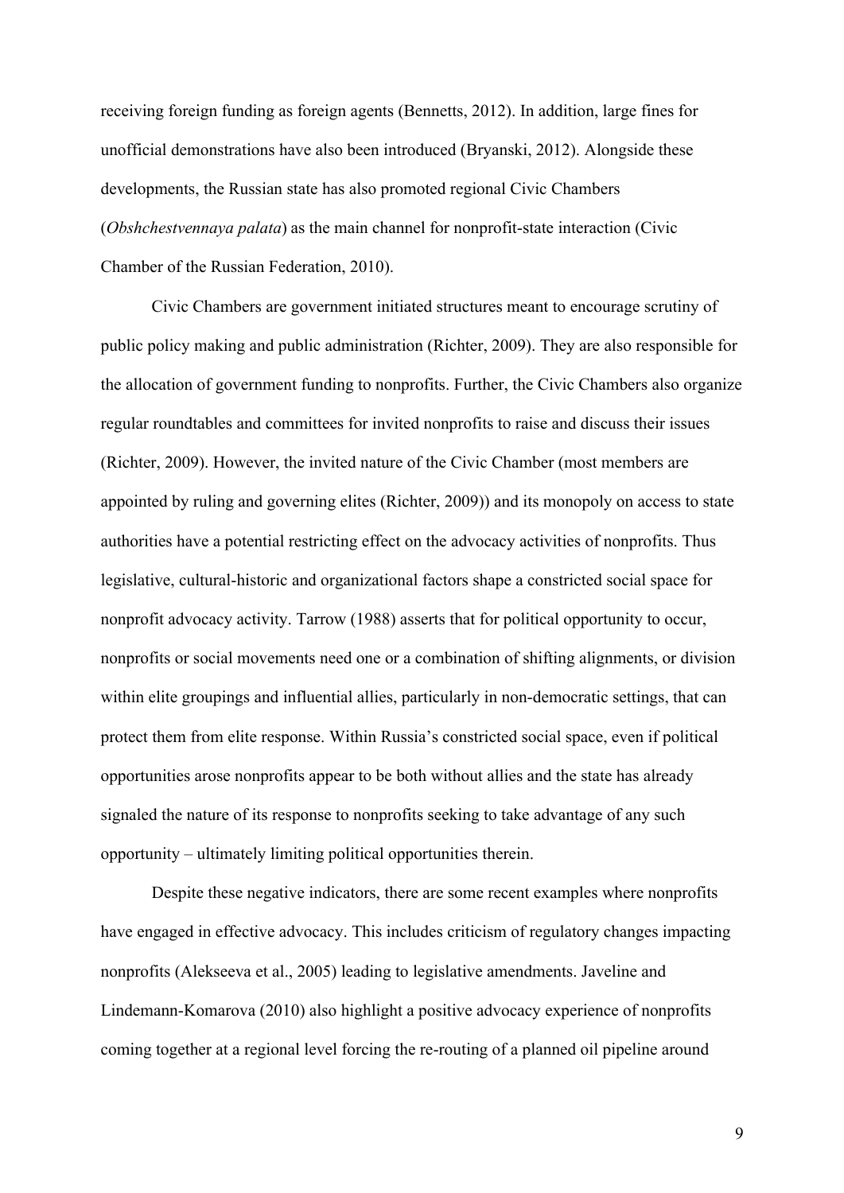receiving foreign funding as foreign agents (Bennetts, 2012). In addition, large fines for unofficial demonstrations have also been introduced (Bryanski, 2012). Alongside these developments, the Russian state has also promoted regional Civic Chambers (*Obshchestvennaya palata*) as the main channel for nonprofit-state interaction (Civic Chamber of the Russian Federation, 2010).

Civic Chambers are government initiated structures meant to encourage scrutiny of public policy making and public administration (Richter, 2009). They are also responsible for the allocation of government funding to nonprofits. Further, the Civic Chambers also organize regular roundtables and committees for invited nonprofits to raise and discuss their issues (Richter, 2009). However, the invited nature of the Civic Chamber (most members are appointed by ruling and governing elites (Richter, 2009)) and its monopoly on access to state authorities have a potential restricting effect on the advocacy activities of nonprofits. Thus legislative, cultural-historic and organizational factors shape a constricted social space for nonprofit advocacy activity. Tarrow (1988) asserts that for political opportunity to occur, nonprofits or social movements need one or a combination of shifting alignments, or division within elite groupings and influential allies, particularly in non-democratic settings, that can protect them from elite response. Within Russia's constricted social space, even if political opportunities arose nonprofits appear to be both without allies and the state has already signaled the nature of its response to nonprofits seeking to take advantage of any such opportunity – ultimately limiting political opportunities therein.

Despite these negative indicators, there are some recent examples where nonprofits have engaged in effective advocacy. This includes criticism of regulatory changes impacting nonprofits (Alekseeva et al., 2005) leading to legislative amendments. Javeline and Lindemann-Komarova (2010) also highlight a positive advocacy experience of nonprofits coming together at a regional level forcing the re-routing of a planned oil pipeline around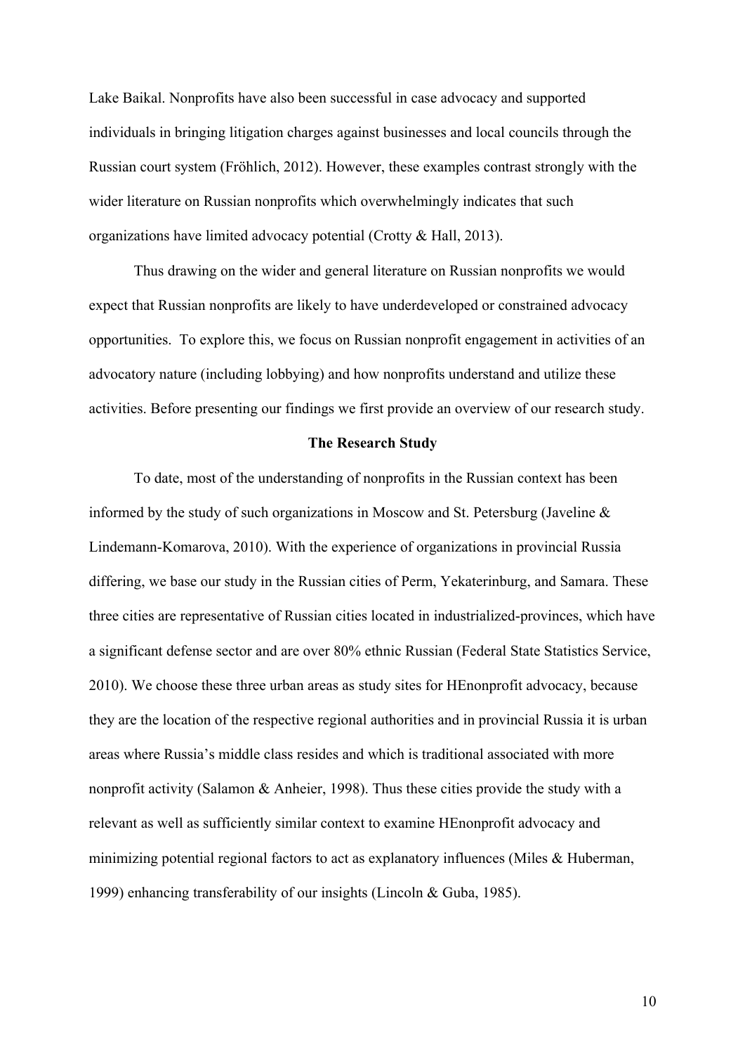Lake Baikal. Nonprofits have also been successful in case advocacy and supported individuals in bringing litigation charges against businesses and local councils through the Russian court system (Fröhlich, 2012). However, these examples contrast strongly with the wider literature on Russian nonprofits which overwhelmingly indicates that such organizations have limited advocacy potential (Crotty & Hall, 2013).

Thus drawing on the wider and general literature on Russian nonprofits we would expect that Russian nonprofits are likely to have underdeveloped or constrained advocacy opportunities. To explore this, we focus on Russian nonprofit engagement in activities of an advocatory nature (including lobbying) and how nonprofits understand and utilize these activities. Before presenting our findings we first provide an overview of our research study.

## The Research Study

To date, most of the understanding of nonprofits in the Russian context has been informed by the study of such organizations in Moscow and St. Petersburg (Javeline & Lindemann-Komarova, 2010). With the experience of organizations in provincial Russia differing, we base our study in the Russian cities of Perm, Yekaterinburg, and Samara. These three cities are representative of Russian cities located in industrialized-provinces, which have a significant defense sector and are over 80% ethnic Russian (Federal State Statistics Service, 2010). We choose these three urban areas as study sites for HEnonprofit advocacy, because they are the location of the respective regional authorities and in provincial Russia it is urban areas where Russia's middle class resides and which is traditional associated with more nonprofit activity (Salamon & Anheier, 1998). Thus these cities provide the study with a relevant as well as sufficiently similar context to examine HEnonprofit advocacy and minimizing potential regional factors to act as explanatory influences (Miles & Huberman, 1999) enhancing transferability of our insights (Lincoln & Guba, 1985).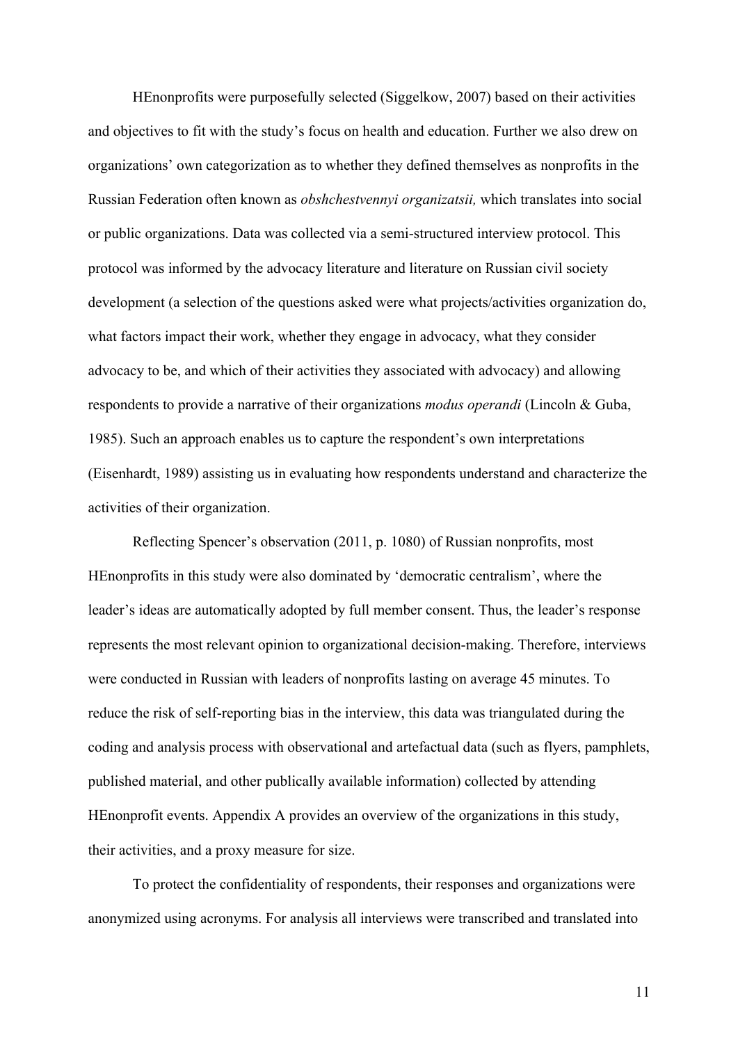HEnonprofits were purposefully selected (Siggelkow, 2007) based on their activities and objectives to fit with the study's focus on health and education. Further we also drew on organizations' own categorization as to whether they defined themselves as nonprofits in the Russian Federation often known as *obshchestvennyi organizatsii,* which translates into social or public organizations. Data was collected via a semi-structured interview protocol. This protocol was informed by the advocacy literature and literature on Russian civil society development (a selection of the questions asked were what projects/activities organization do, what factors impact their work, whether they engage in advocacy, what they consider advocacy to be, and which of their activities they associated with advocacy) and allowing respondents to provide a narrative of their organizations *modus operandi* (Lincoln & Guba, 1985). Such an approach enables us to capture the respondent's own interpretations (Eisenhardt, 1989) assisting us in evaluating how respondents understand and characterize the activities of their organization.

Reflecting Spencer's observation (2011, p. 1080) of Russian nonprofits, most HEnonprofits in this study were also dominated by 'democratic centralism', where the leader's ideas are automatically adopted by full member consent. Thus, the leader's response represents the most relevant opinion to organizational decision-making. Therefore, interviews were conducted in Russian with leaders of nonprofits lasting on average 45 minutes. To reduce the risk of self-reporting bias in the interview, this data was triangulated during the coding and analysis process with observational and artefactual data (such as flyers, pamphlets, published material, and other publically available information) collected by attending HEnonprofit events. Appendix A provides an overview of the organizations in this study, their activities, and a proxy measure for size.

To protect the confidentiality of respondents, their responses and organizations were anonymized using acronyms. For analysis all interviews were transcribed and translated into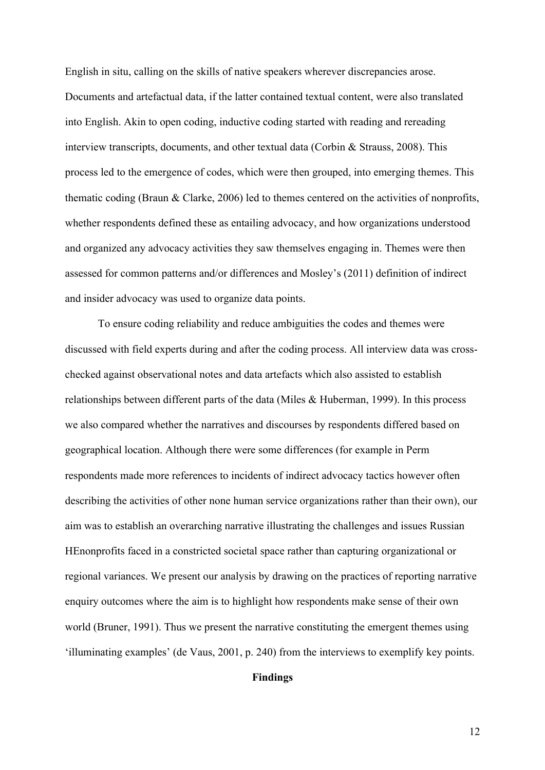English in situ, calling on the skills of native speakers wherever discrepancies arose. Documents and artefactual data, if the latter contained textual content, were also translated into English. Akin to open coding, inductive coding started with reading and rereading interview transcripts, documents, and other textual data (Corbin & Strauss, 2008). This process led to the emergence of codes, which were then grouped, into emerging themes. This thematic coding (Braun & Clarke, 2006) led to themes centered on the activities of nonprofits, whether respondents defined these as entailing advocacy, and how organizations understood and organized any advocacy activities they saw themselves engaging in. Themes were then assessed for common patterns and/or differences and Mosley's (2011) definition of indirect and insider advocacy was used to organize data points.

To ensure coding reliability and reduce ambiguities the codes and themes were discussed with field experts during and after the coding process. All interview data was cross-checked against observational notes and data artefacts which also assisted to establish relationships between different parts of the data (Miles & Huberman, 1999). In this process we also compared whether the narratives and discourses by respondents differed based on geographical location. Although there were some differences (for example in Perm respondents made more references to incidents of indirect advocacy tactics however often describing the activities of other none human service organizations rather than their own), our aim was to establish an overarching narrative illustrating the challenges and issues Russian HEnonprofits faced in a constricted societal space rather than capturing organizational or regional variances. We present our analysis by drawing on the practices of reporting narrative enquiry outcomes where the aim is to highlight how respondents make sense of their own world (Bruner, 1991). Thus we present the narrative constituting the emergent themes using 'illuminating examples' (de Vaus, 2001, p. 240) from the interviews to exemplify key points.

## Findings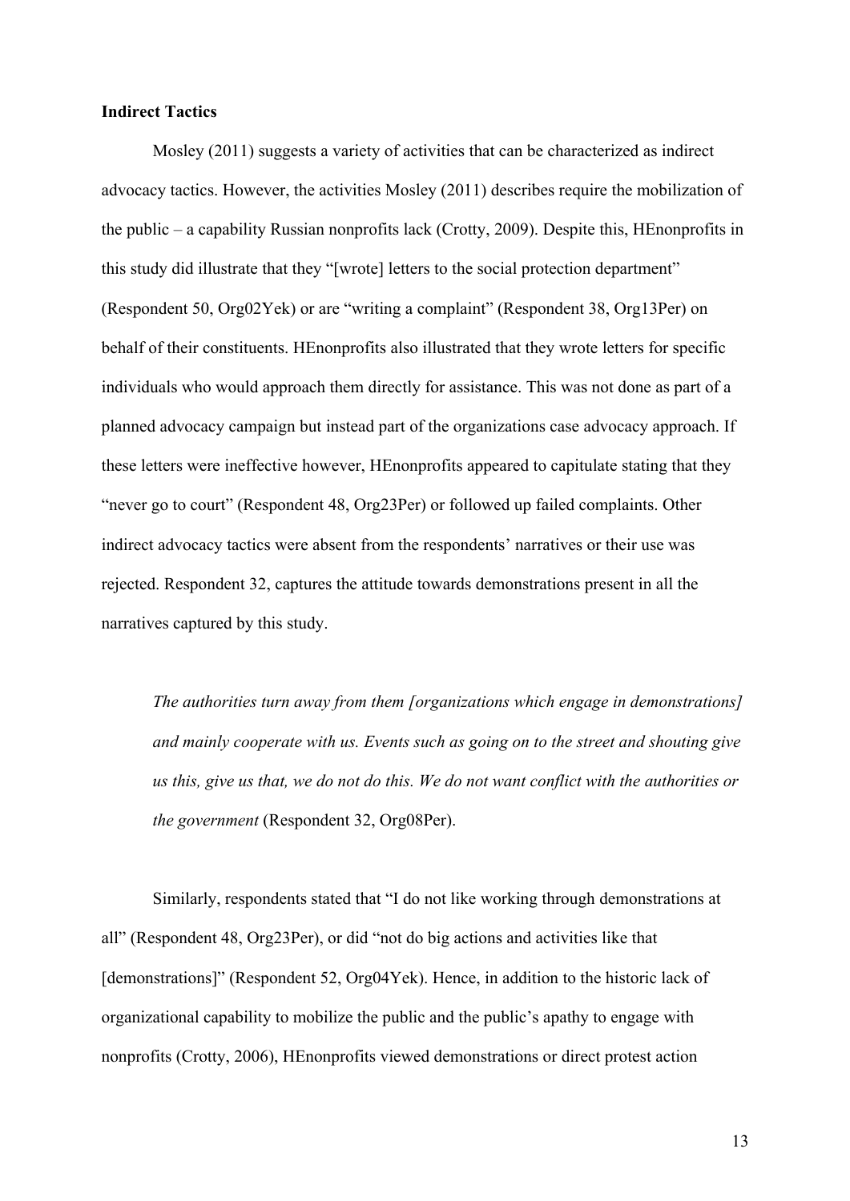**Indirect Tactics**

Mosley (2011) suggests a variety of activities that can be characterized as indirect advocacy tactics. However, the activities Mosley (2011) describes require the mobilization of the public – a capability Russian nonprofits lack (Crotty, 2009). Despite this, HEnonprofits in this study did illustrate that they "[wrote] letters to the social protection department" (Respondent 50, Org02Yek) or are "writing a complaint" (Respondent 38, Org13Per) on behalf of their constituents. HEnonprofits also illustrated that they wrote letters for specific individuals who would approach them directly for assistance. This was not done as part of a planned advocacy campaign but instead part of the organizations case advocacy approach. If these letters were ineffective however, HEnonprofits appeared to capitulate stating that they "never go to court" (Respondent 48, Org23Per) or followed up failed complaints. Other indirect advocacy tactics were absent from the respondents' narratives or their use was rejected. Respondent 32, captures the attitude towards demonstrations present in all the narratives captured by this study.

> *The authorities turn away from them [organizations which engage in demonstrations] and mainly cooperate with us. Events such as going on to the street and shouting give us this, give us that, we do not do this. We do not want conflict with the authorities or the government* (Respondent 32, Org08Per).

Similarly, respondents stated that "I do not like working through demonstrations at all" (Respondent 48, Org23Per), or did "not do big actions and activities like that [demonstrations]" (Respondent 52, Org04Yek). Hence, in addition to the historic lack of organizational capability to mobilize the public and the public's apathy to engage with nonprofits (Crotty, 2006), HEnonprofits viewed demonstrations or direct protest action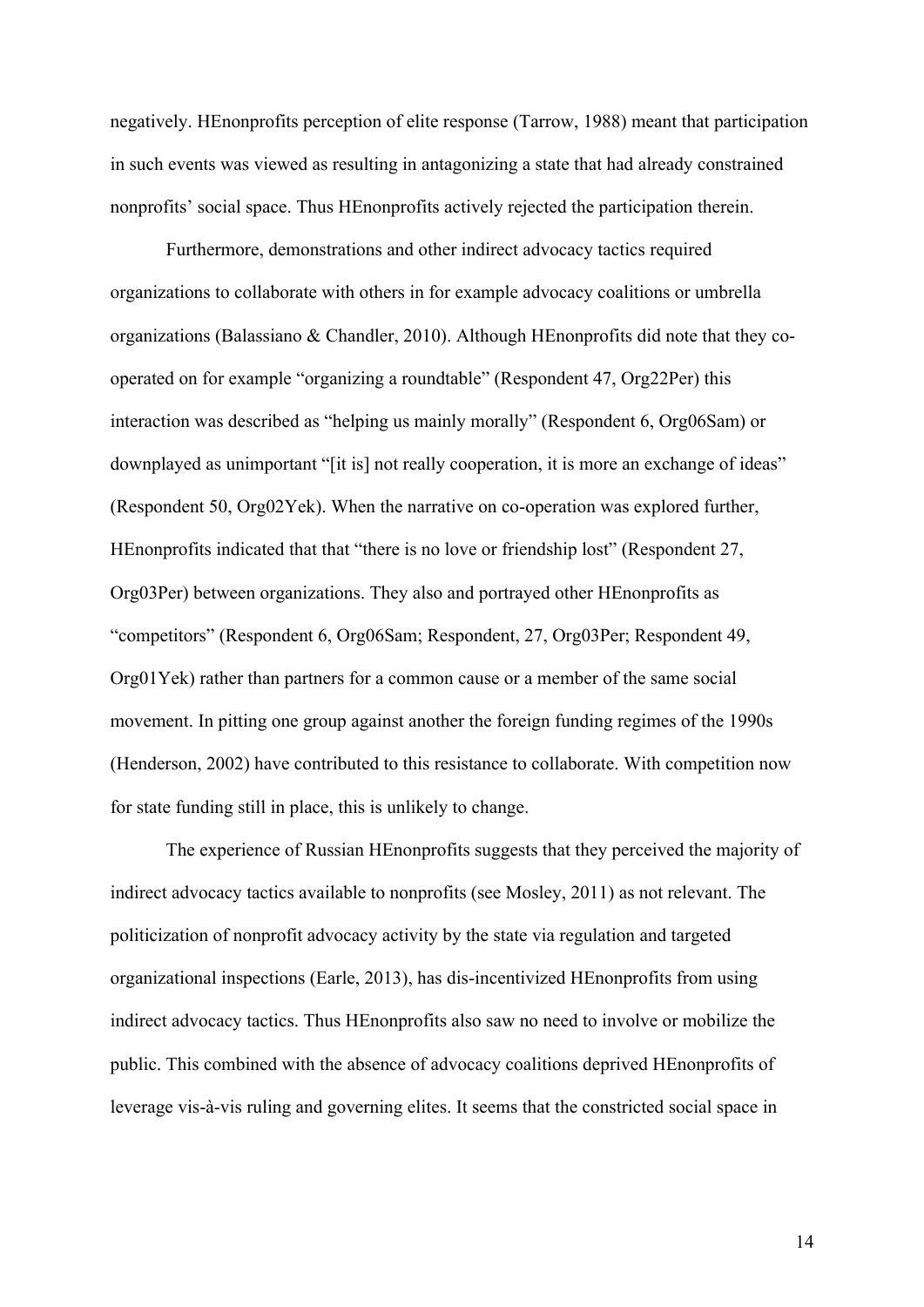negatively. HEnonprofits perception of elite response (Tarrow, 1988) meant that participation in such events was viewed as resulting in antagonizing a state that had already constrained nonprofits' social space. Thus HEnonprofits actively rejected the participation therein.

Furthermore, demonstrations and other indirect advocacy tactics required organizations to collaborate with others in for example advocacy coalitions or umbrella organizations (Balassiano & Chandler, 2010). Although HEnonprofits did note that they co-operated on for example "organizing a roundtable" (Respondent 47, Org22Per) this interaction was described as "helping us mainly morally" (Respondent 6, Org06Sam) or downplayed as unimportant "[it is] not really cooperation, it is more an exchange of ideas" (Respondent 50, Org02Yek). When the narrative on co-operation was explored further, HEnonprofits indicated that that "there is no love or friendship lost" (Respondent 27, Org03Per) between organizations. They also and portrayed other HEnonprofits as "competitors" (Respondent 6, Org06Sam; Respondent, 27, Org03Per; Respondent 49, Org01Yek) rather than partners for a common cause or a member of the same social movement. In pitting one group against another the foreign funding regimes of the 1990s (Henderson, 2002) have contributed to this resistance to collaborate. With competition now for state funding still in place, this is unlikely to change.

The experience of Russian HEnonprofits suggests that they perceived the majority of indirect advocacy tactics available to nonprofits (see Mosley, 2011) as not relevant. The politicization of nonprofit advocacy activity by the state via regulation and targeted organizational inspections (Earle, 2013), has dis-incentivized HEnonprofits from using indirect advocacy tactics. Thus HEnonprofits also saw no need to involve or mobilize the public. This combined with the absence of advocacy coalitions deprived HEnonprofits of leverage vis-à-vis ruling and governing elites. It seems that the constricted social space in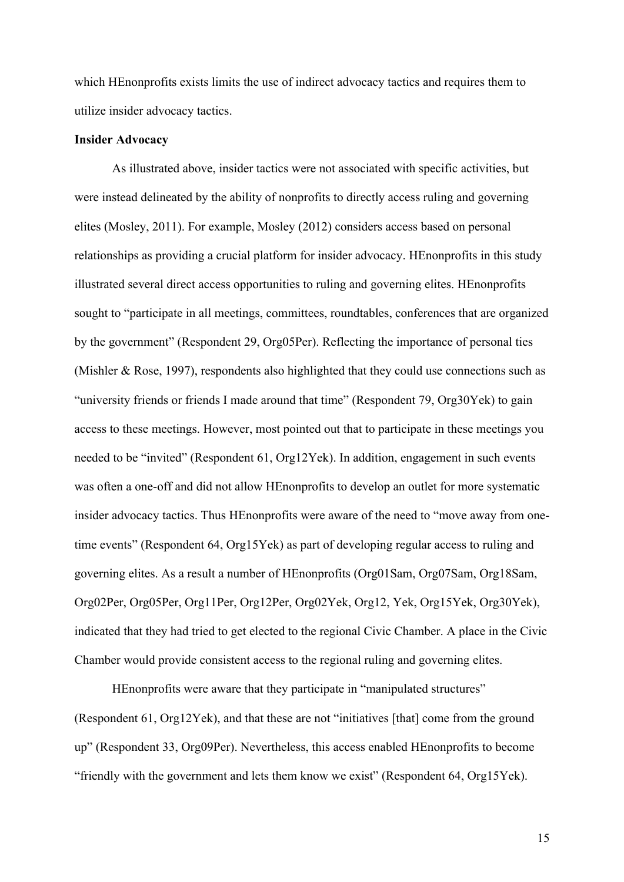which HEnonprofits exists limits the use of indirect advocacy tactics and requires them to utilize insider advocacy tactics.

**Insider Advocacy**

As illustrated above, insider tactics were not associated with specific activities, but were instead delineated by the ability of nonprofits to directly access ruling and governing elites (Mosley, 2011). For example, Mosley (2012) considers access based on personal relationships as providing a crucial platform for insider advocacy. HEnonprofits in this study illustrated several direct access opportunities to ruling and governing elites. HEnonprofits sought to "participate in all meetings, committees, roundtables, conferences that are organized by the government" (Respondent 29, Org05Per). Reflecting the importance of personal ties (Mishler & Rose, 1997), respondents also highlighted that they could use connections such as "university friends or friends I made around that time" (Respondent 79, Org30Yek) to gain access to these meetings. However, most pointed out that to participate in these meetings you needed to be "invited" (Respondent 61, Org12Yek). In addition, engagement in such events was often a one-off and did not allow HEnonprofits to develop an outlet for more systematic insider advocacy tactics. Thus HEnonprofits were aware of the need to "move away from one-time events" (Respondent 64, Org15Yek) as part of developing regular access to ruling and governing elites. As a result a number of HEnonprofits (Org01Sam, Org07Sam, Org18Sam, Org02Per, Org05Per, Org11Per, Org12Per, Org02Yek, Org12, Yek, Org15Yek, Org30Yek), indicated that they had tried to get elected to the regional Civic Chamber. A place in the Civic Chamber would provide consistent access to the regional ruling and governing elites.

HEnonprofits were aware that they participate in "manipulated structures" (Respondent 61, Org12Yek), and that these are not "initiatives [that] come from the ground up" (Respondent 33, Org09Per). Nevertheless, this access enabled HEnonprofits to become "friendly with the government and lets them know we exist" (Respondent 64, Org15Yek).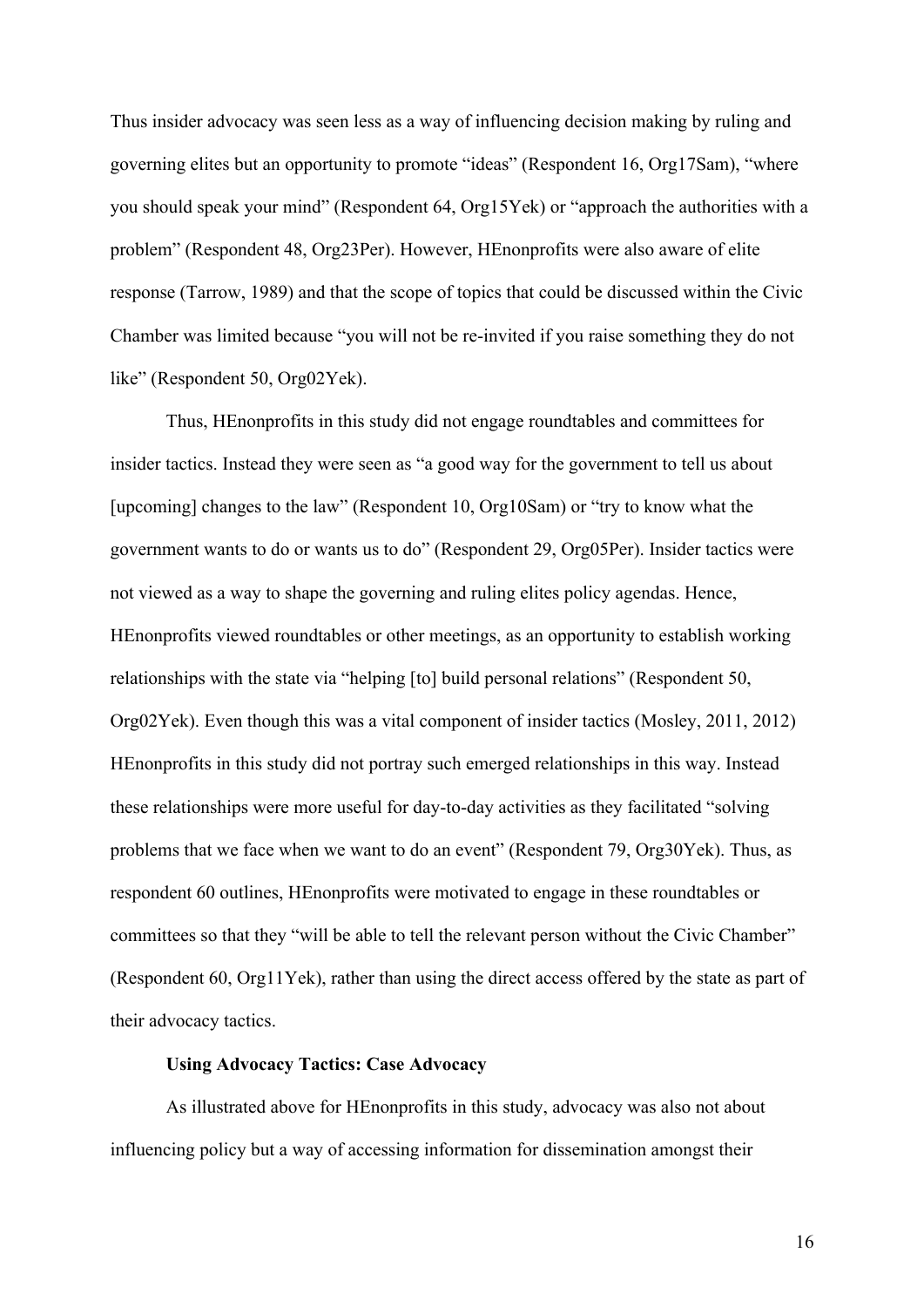Thus insider advocacy was seen less as a way of influencing decision making by ruling and governing elites but an opportunity to promote "ideas" (Respondent 16, Org17Sam), "where you should speak your mind" (Respondent 64, Org15Yek) or "approach the authorities with a problem" (Respondent 48, Org23Per). However, HEnonprofits were also aware of elite response (Tarrow, 1989) and that the scope of topics that could be discussed within the Civic Chamber was limited because "you will not be re-invited if you raise something they do not like" (Respondent 50, Org02Yek).

Thus, HEnonprofits in this study did not engage roundtables and committees for insider tactics. Instead they were seen as "a good way for the government to tell us about [upcoming] changes to the law" (Respondent 10, Org10Sam) or "try to know what the government wants to do or wants us to do" (Respondent 29, Org05Per). Insider tactics were not viewed as a way to shape the governing and ruling elites policy agendas. Hence, HEnonprofits viewed roundtables or other meetings, as an opportunity to establish working relationships with the state via "helping [to] build personal relations" (Respondent 50, Org02Yek). Even though this was a vital component of insider tactics (Mosley, 2011, 2012) HEnonprofits in this study did not portray such emerged relationships in this way. Instead these relationships were more useful for day-to-day activities as they facilitated "solving problems that we face when we want to do an event" (Respondent 79, Org30Yek). Thus, as respondent 60 outlines, HEnonprofits were motivated to engage in these roundtables or committees so that they "will be able to tell the relevant person without the Civic Chamber" (Respondent 60, Org11Yek), rather than using the direct access offered by the state as part of their advocacy tactics.

### Using Advocacy Tactics: Case Advocacy

As illustrated above for HEnonprofits in this study, advocacy was also not about influencing policy but a way of accessing information for dissemination amongst their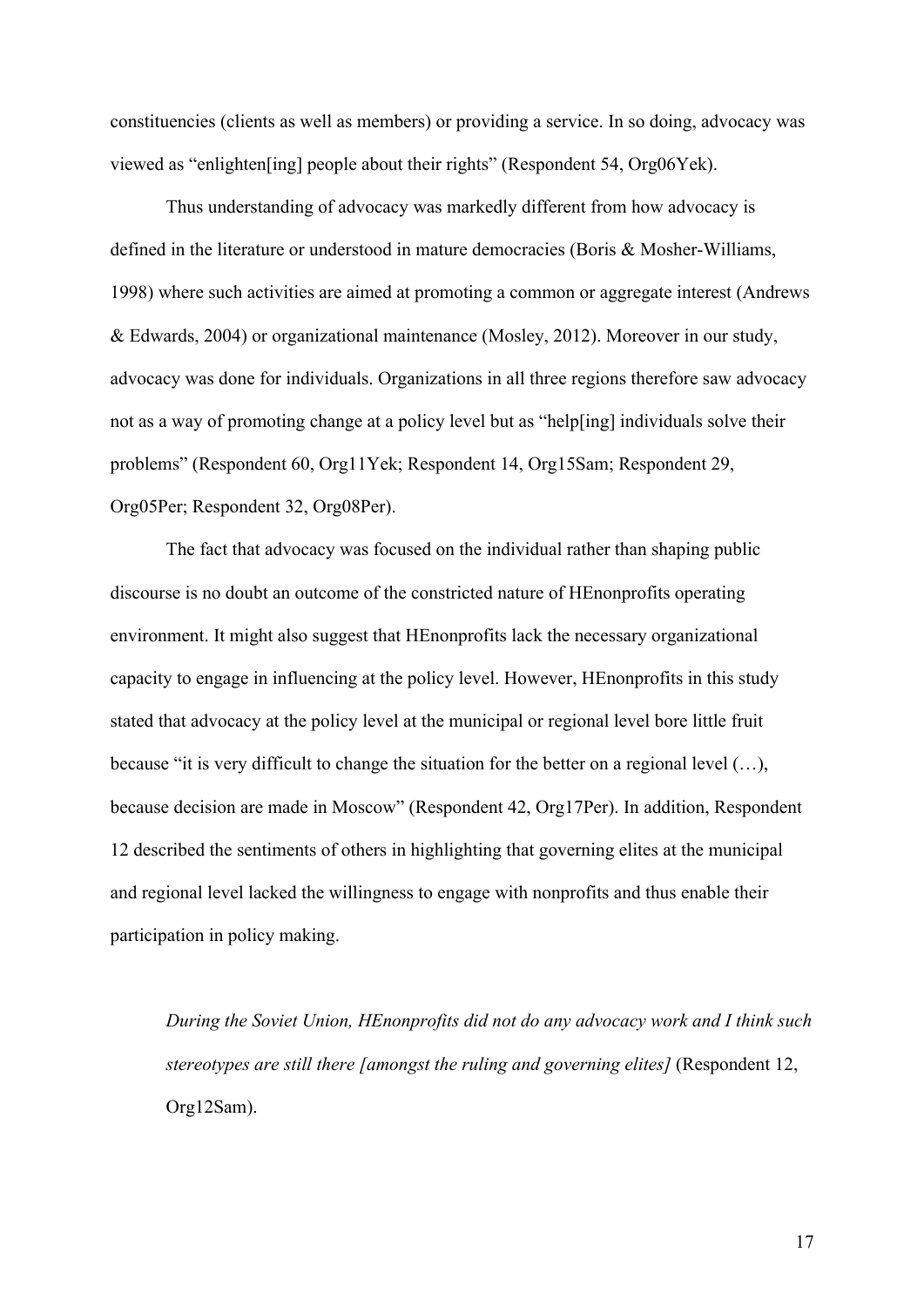constituencies (clients as well as members) or providing a service. In so doing, advocacy was viewed as "enlighten[ing] people about their rights" (Respondent 54, Org06Yek).

Thus understanding of advocacy was markedly different from how advocacy is defined in the literature or understood in mature democracies (Boris & Mosher-Williams, 1998) where such activities are aimed at promoting a common or aggregate interest (Andrews & Edwards, 2004) or organizational maintenance (Mosley, 2012). Moreover in our study, advocacy was done for individuals. Organizations in all three regions therefore saw advocacy not as a way of promoting change at a policy level but as "help[ing] individuals solve their problems" (Respondent 60, Org11Yek; Respondent 14, Org15Sam; Respondent 29, Org05Per; Respondent 32, Org08Per).

The fact that advocacy was focused on the individual rather than shaping public discourse is no doubt an outcome of the constricted nature of HEnonprofits operating environment. It might also suggest that HEnonprofits lack the necessary organizational capacity to engage in influencing at the policy level. However, HEnonprofits in this study stated that advocacy at the policy level at the municipal or regional level bore little fruit because "it is very difficult to change the situation for the better on a regional level (…), because decision are made in Moscow" (Respondent 42, Org17Per). In addition, Respondent 12 described the sentiments of others in highlighting that governing elites at the municipal and regional level lacked the willingness to engage with nonprofits and thus enable their participation in policy making.

> *During the Soviet Union, HEnonprofits did not do any advocacy work and I think such stereotypes are still there [amongst the ruling and governing elites]* (Respondent 12, Org12Sam).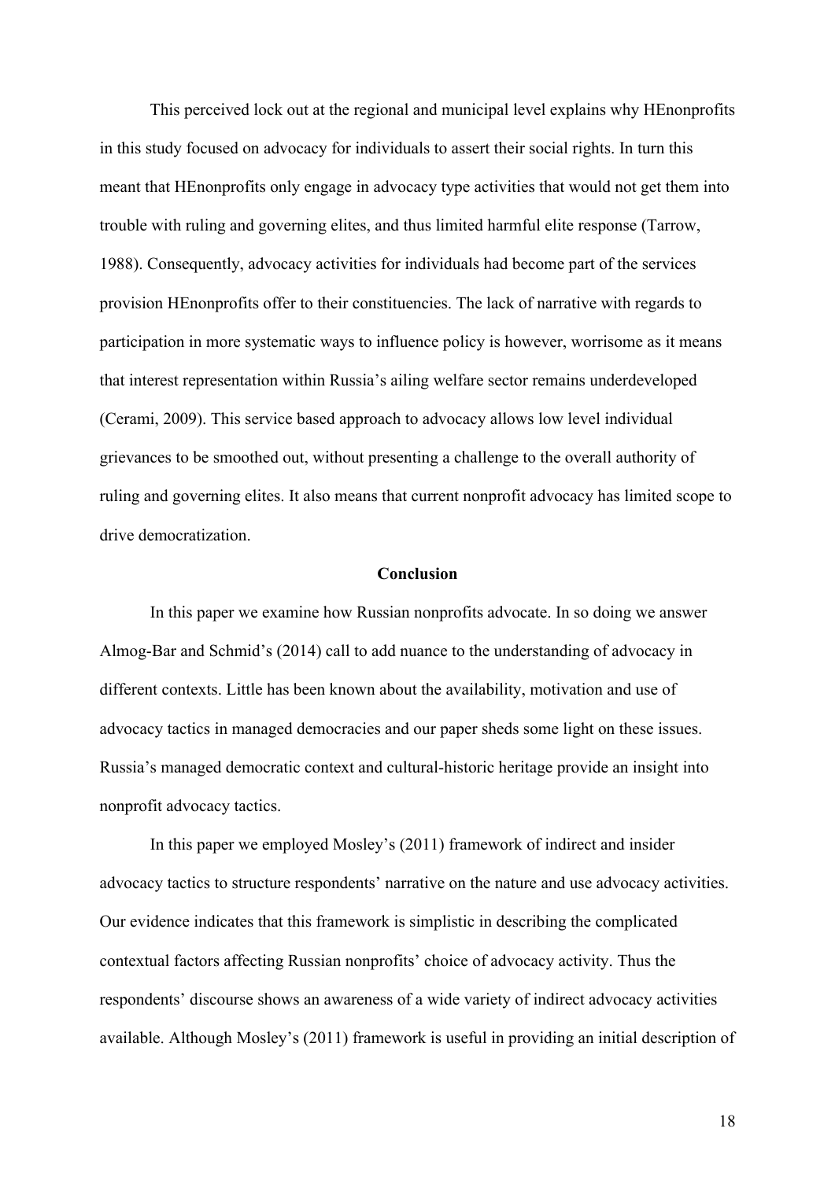This perceived lock out at the regional and municipal level explains why HEnonprofits in this study focused on advocacy for individuals to assert their social rights. In turn this meant that HEnonprofits only engage in advocacy type activities that would not get them into trouble with ruling and governing elites, and thus limited harmful elite response (Tarrow, 1988). Consequently, advocacy activities for individuals had become part of the services provision HEnonprofits offer to their constituencies. The lack of narrative with regards to participation in more systematic ways to influence policy is however, worrisome as it means that interest representation within Russia's ailing welfare sector remains underdeveloped (Cerami, 2009). This service based approach to advocacy allows low level individual grievances to be smoothed out, without presenting a challenge to the overall authority of ruling and governing elites. It also means that current nonprofit advocacy has limited scope to drive democratization.

## Conclusion

In this paper we examine how Russian nonprofits advocate. In so doing we answer Almog-Bar and Schmid's (2014) call to add nuance to the understanding of advocacy in different contexts. Little has been known about the availability, motivation and use of advocacy tactics in managed democracies and our paper sheds some light on these issues. Russia's managed democratic context and cultural-historic heritage provide an insight into nonprofit advocacy tactics.

In this paper we employed Mosley's (2011) framework of indirect and insider advocacy tactics to structure respondents' narrative on the nature and use advocacy activities. Our evidence indicates that this framework is simplistic in describing the complicated contextual factors affecting Russian nonprofits' choice of advocacy activity. Thus the respondents' discourse shows an awareness of a wide variety of indirect advocacy activities available. Although Mosley's (2011) framework is useful in providing an initial description of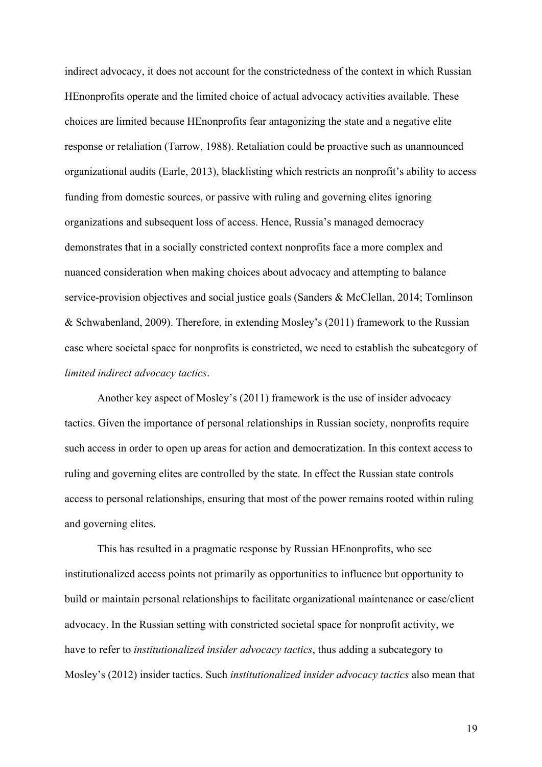indirect advocacy, it does not account for the constrictedness of the context in which Russian HEnonprofits operate and the limited choice of actual advocacy activities available. These choices are limited because HEnonprofits fear antagonizing the state and a negative elite response or retaliation (Tarrow, 1988). Retaliation could be proactive such as unannounced organizational audits (Earle, 2013), blacklisting which restricts an nonprofit's ability to access funding from domestic sources, or passive with ruling and governing elites ignoring organizations and subsequent loss of access. Hence, Russia's managed democracy demonstrates that in a socially constricted context nonprofits face a more complex and nuanced consideration when making choices about advocacy and attempting to balance service-provision objectives and social justice goals (Sanders & McClellan, 2014; Tomlinson & Schwabenland, 2009). Therefore, in extending Mosley's (2011) framework to the Russian case where societal space for nonprofits is constricted, we need to establish the subcategory of *limited indirect advocacy tactics*.

Another key aspect of Mosley's (2011) framework is the use of insider advocacy tactics. Given the importance of personal relationships in Russian society, nonprofits require such access in order to open up areas for action and democratization. In this context access to ruling and governing elites are controlled by the state. In effect the Russian state controls access to personal relationships, ensuring that most of the power remains rooted within ruling and governing elites.

This has resulted in a pragmatic response by Russian HEnonprofits, who see institutionalized access points not primarily as opportunities to influence but opportunity to build or maintain personal relationships to facilitate organizational maintenance or case/client advocacy. In the Russian setting with constricted societal space for nonprofit activity, we have to refer to *institutionalized insider advocacy tactics*, thus adding a subcategory to Mosley's (2012) insider tactics. Such *institutionalized insider advocacy tactics* also mean that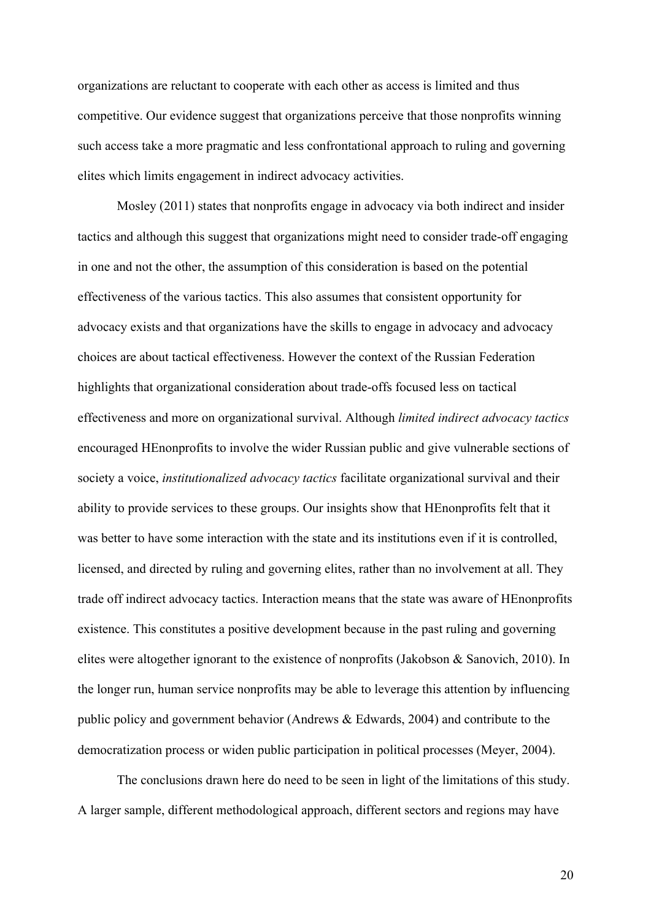organizations are reluctant to cooperate with each other as access is limited and thus competitive. Our evidence suggest that organizations perceive that those nonprofits winning such access take a more pragmatic and less confrontational approach to ruling and governing elites which limits engagement in indirect advocacy activities.

Mosley (2011) states that nonprofits engage in advocacy via both indirect and insider tactics and although this suggest that organizations might need to consider trade-off engaging in one and not the other, the assumption of this consideration is based on the potential effectiveness of the various tactics. This also assumes that consistent opportunity for advocacy exists and that organizations have the skills to engage in advocacy and advocacy choices are about tactical effectiveness. However the context of the Russian Federation highlights that organizational consideration about trade-offs focused less on tactical effectiveness and more on organizational survival. Although *limited indirect advocacy tactics* encouraged HEnonprofits to involve the wider Russian public and give vulnerable sections of society a voice, *institutionalized advocacy tactics* facilitate organizational survival and their ability to provide services to these groups. Our insights show that HEnonprofits felt that it was better to have some interaction with the state and its institutions even if it is controlled, licensed, and directed by ruling and governing elites, rather than no involvement at all. They trade off indirect advocacy tactics. Interaction means that the state was aware of HEnonprofits existence. This constitutes a positive development because in the past ruling and governing elites were altogether ignorant to the existence of nonprofits (Jakobson & Sanovich, 2010). In the longer run, human service nonprofits may be able to leverage this attention by influencing public policy and government behavior (Andrews & Edwards, 2004) and contribute to the democratization process or widen public participation in political processes (Meyer, 2004).

The conclusions drawn here do need to be seen in light of the limitations of this study. A larger sample, different methodological approach, different sectors and regions may have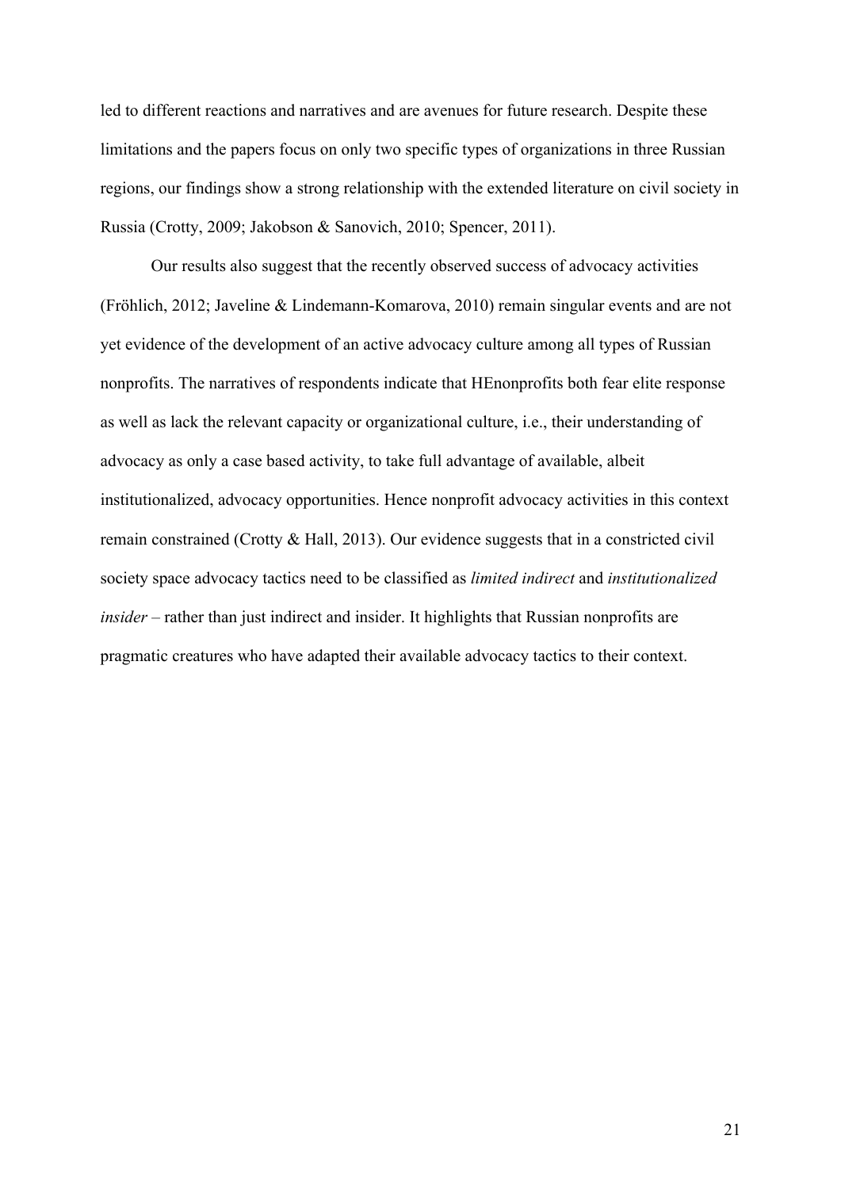led to different reactions and narratives and are avenues for future research. Despite these limitations and the papers focus on only two specific types of organizations in three Russian regions, our findings show a strong relationship with the extended literature on civil society in Russia (Crotty, 2009; Jakobson & Sanovich, 2010; Spencer, 2011).

Our results also suggest that the recently observed success of advocacy activities (Fröhlich, 2012; Javeline & Lindemann-Komarova, 2010) remain singular events and are not yet evidence of the development of an active advocacy culture among all types of Russian nonprofits. The narratives of respondents indicate that HEnonprofits both fear elite response as well as lack the relevant capacity or organizational culture, i.e., their understanding of advocacy as only a case based activity, to take full advantage of available, albeit institutionalized, advocacy opportunities. Hence nonprofit advocacy activities in this context remain constrained (Crotty & Hall, 2013). Our evidence suggests that in a constricted civil society space advocacy tactics need to be classified as *limited indirect* and *institutionalized insider* – rather than just indirect and insider. It highlights that Russian nonprofits are pragmatic creatures who have adapted their available advocacy tactics to their context.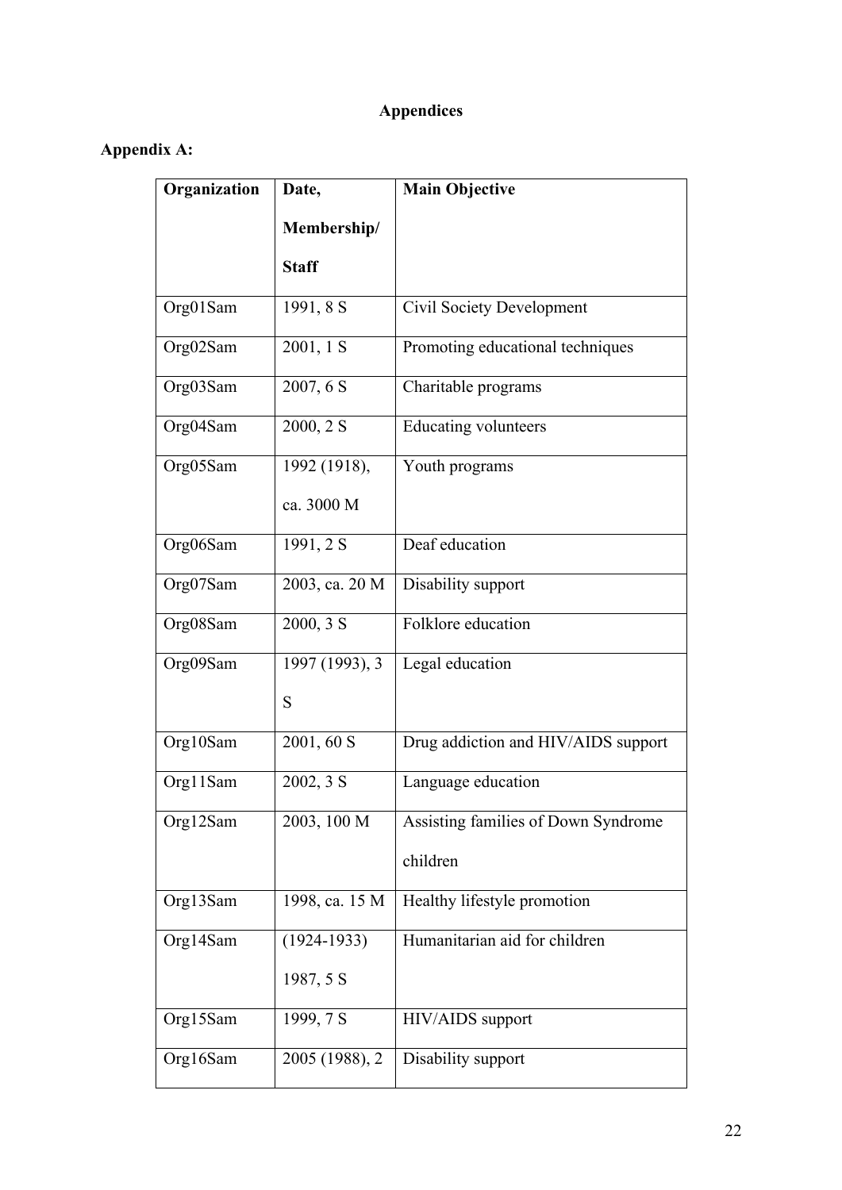# Appendices

## Appendix A:

| Organization | Date, Membership/ Staff | Main Objective |
|---|---|---|
| Org01Sam | 1991, 8 S | Civil Society Development |
| Org02Sam | 2001, 1 S | Promoting educational techniques |
| Org03Sam | 2007, 6 S | Charitable programs |
| Org04Sam | 2000, 2 S | Educating volunteers |
| Org05Sam | 1992 (1918), ca. 3000 M | Youth programs |
| Org06Sam | 1991, 2 S | Deaf education |
| Org07Sam | 2003, ca. 20 M | Disability support |
| Org08Sam | 2000, 3 S | Folklore education |
| Org09Sam | 1997 (1993), 3 S | Legal education |
| Org10Sam | 2001, 60 S | Drug addiction and HIV/AIDS support |
| Org11Sam | 2002, 3 S | Language education |
| Org12Sam | 2003, 100 M | Assisting families of Down Syndrome children |
| Org13Sam | 1998, ca. 15 M | Healthy lifestyle promotion |
| Org14Sam | (1924-1933) 1987, 5 S | Humanitarian aid for children |
| Org15Sam | 1999, 7 S | HIV/AIDS support |
| Org16Sam | 2005 (1988), 2 | Disability support |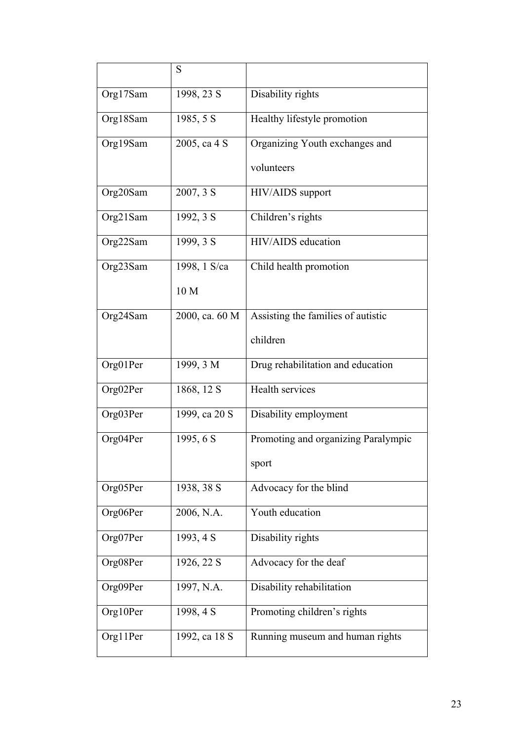|  | S |  |
|---|---|---|
| Org17Sam | 1998, 23 S | Disability rights |
| Org18Sam | 1985, 5 S | Healthy lifestyle promotion |
| Org19Sam | 2005, ca 4 S | Organizing Youth exchanges and volunteers |
| Org20Sam | 2007, 3 S | HIV/AIDS support |
| Org21Sam | 1992, 3 S | Children's rights |
| Org22Sam | 1999, 3 S | HIV/AIDS education |
| Org23Sam | 1998, 1 S/ca 10 M | Child health promotion |
| Org24Sam | 2000, ca. 60 M | Assisting the families of autistic children |
| Org01Per | 1999, 3 M | Drug rehabilitation and education |
| Org02Per | 1868, 12 S | Health services |
| Org03Per | 1999, ca 20 S | Disability employment |
| Org04Per | 1995, 6 S | Promoting and organizing Paralympic sport |
| Org05Per | 1938, 38 S | Advocacy for the blind |
| Org06Per | 2006, N.A. | Youth education |
| Org07Per | 1993, 4 S | Disability rights |
| Org08Per | 1926, 22 S | Advocacy for the deaf |
| Org09Per | 1997, N.A. | Disability rehabilitation |
| Org10Per | 1998, 4 S | Promoting children's rights |
| Org11Per | 1992, ca 18 S | Running museum and human rights |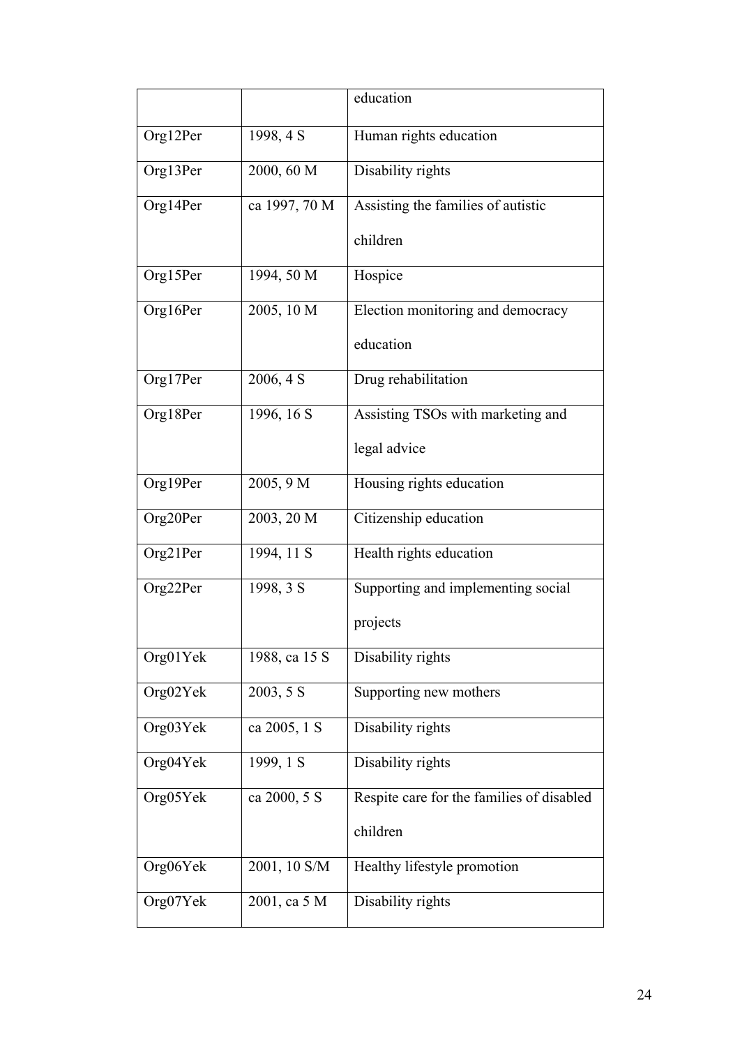|  |  | education |
|---|---|---|
| Org12Per | 1998, 4 S | Human rights education |
| Org13Per | 2000, 60 M | Disability rights |
| Org14Per | ca 1997, 70 M | Assisting the families of autistic children |
| Org15Per | 1994, 50 M | Hospice |
| Org16Per | 2005, 10 M | Election monitoring and democracy education |
| Org17Per | 2006, 4 S | Drug rehabilitation |
| Org18Per | 1996, 16 S | Assisting TSOs with marketing and legal advice |
| Org19Per | 2005, 9 M | Housing rights education |
| Org20Per | 2003, 20 M | Citizenship education |
| Org21Per | 1994, 11 S | Health rights education |
| Org22Per | 1998, 3 S | Supporting and implementing social projects |
| Org01Yek | 1988, ca 15 S | Disability rights |
| Org02Yek | 2003, 5 S | Supporting new mothers |
| Org03Yek | ca 2005, 1 S | Disability rights |
| Org04Yek | 1999, 1 S | Disability rights |
| Org05Yek | ca 2000, 5 S | Respite care for the families of disabled children |
| Org06Yek | 2001, 10 S/M | Healthy lifestyle promotion |
| Org07Yek | 2001, ca 5 M | Disability rights |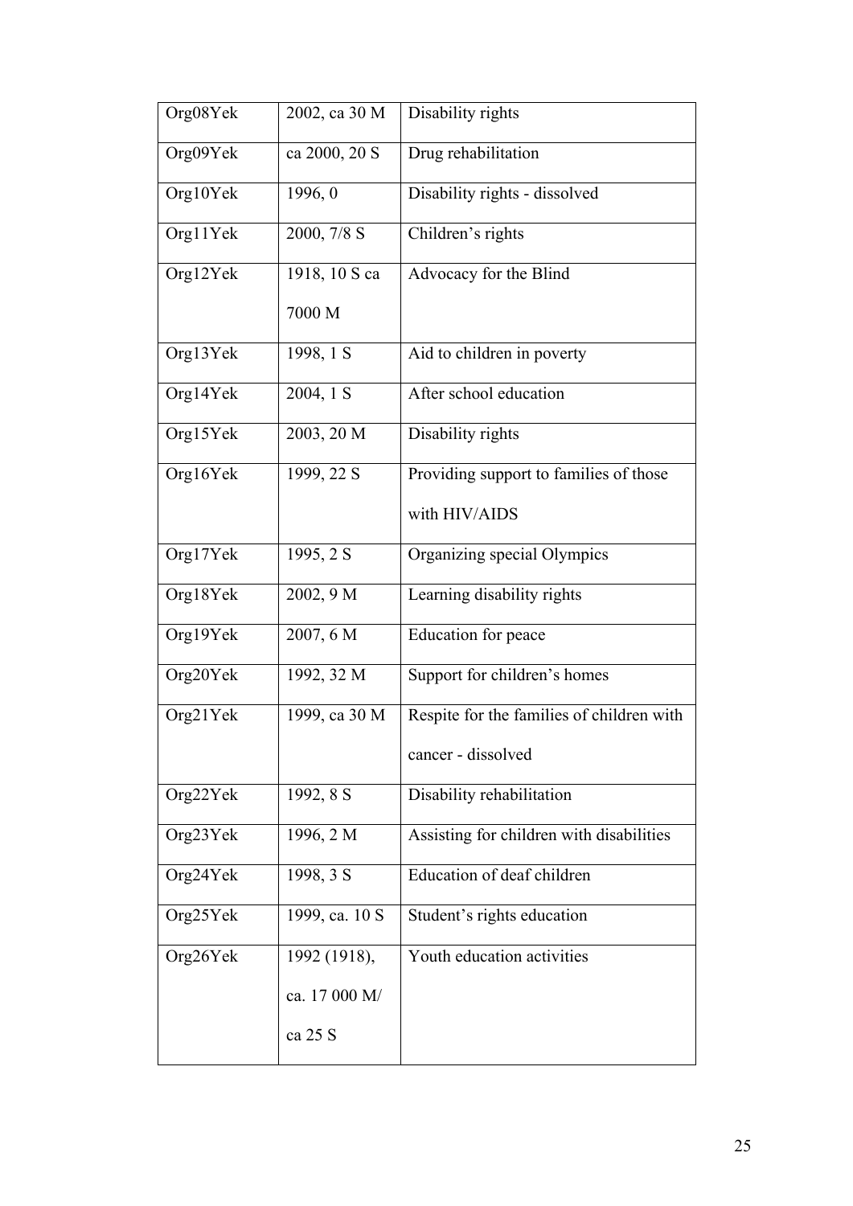| Org08Yek | 2002, ca 30 M | Disability rights |
|---|---|---|
| Org09Yek | ca 2000, 20 S | Drug rehabilitation |
| Org10Yek | 1996, 0 | Disability rights - dissolved |
| Org11Yek | 2000, 7/8 S | Children's rights |
| Org12Yek | 1918, 10 S ca 7000 M | Advocacy for the Blind |
| Org13Yek | 1998, 1 S | Aid to children in poverty |
| Org14Yek | 2004, 1 S | After school education |
| Org15Yek | 2003, 20 M | Disability rights |
| Org16Yek | 1999, 22 S | Providing support to families of those with HIV/AIDS |
| Org17Yek | 1995, 2 S | Organizing special Olympics |
| Org18Yek | 2002, 9 M | Learning disability rights |
| Org19Yek | 2007, 6 M | Education for peace |
| Org20Yek | 1992, 32 M | Support for children's homes |
| Org21Yek | 1999, ca 30 M | Respite for the families of children with cancer - dissolved |
| Org22Yek | 1992, 8 S | Disability rehabilitation |
| Org23Yek | 1996, 2 M | Assisting for children with disabilities |
| Org24Yek | 1998, 3 S | Education of deaf children |
| Org25Yek | 1999, ca. 10 S | Student's rights education |
| Org26Yek | 1992 (1918), ca. 17 000 M/ ca 25 S | Youth education activities |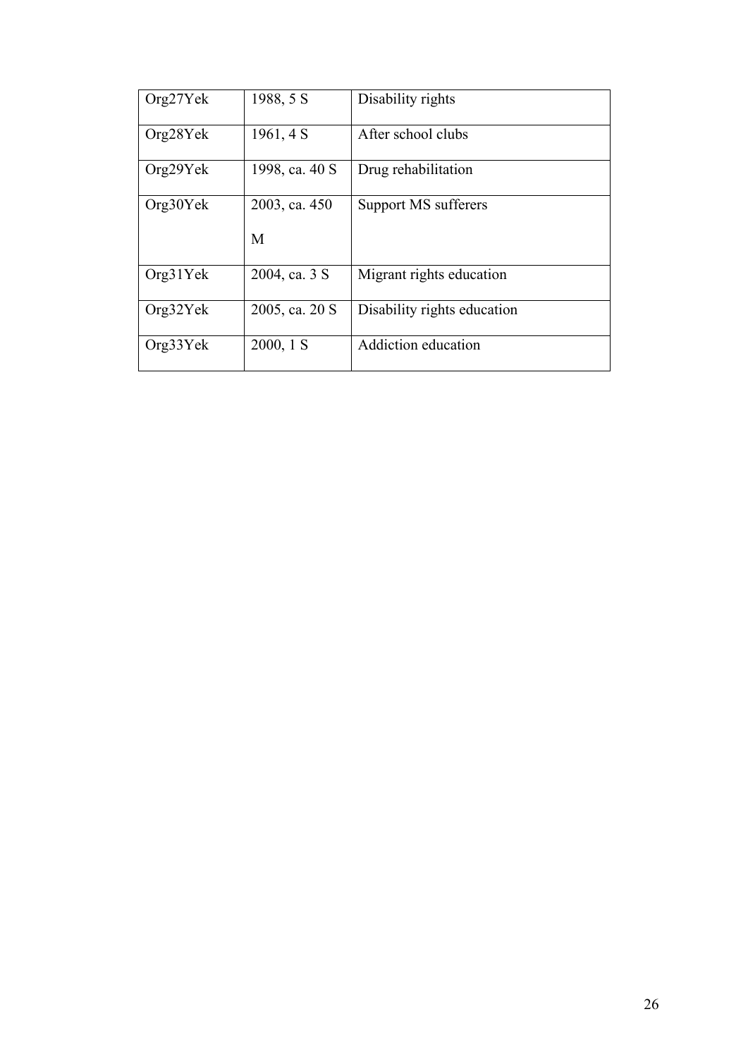| Org27Yek | 1988, 5 S | Disability rights |
|---|---|---|
| Org28Yek | 1961, 4 S | After school clubs |
| Org29Yek | 1998, ca. 40 S | Drug rehabilitation |
| Org30Yek | 2003, ca. 450 M | Support MS sufferers |
| Org31Yek | 2004, ca. 3 S | Migrant rights education |
| Org32Yek | 2005, ca. 20 S | Disability rights education |
| Org33Yek | 2000, 1 S | Addiction education |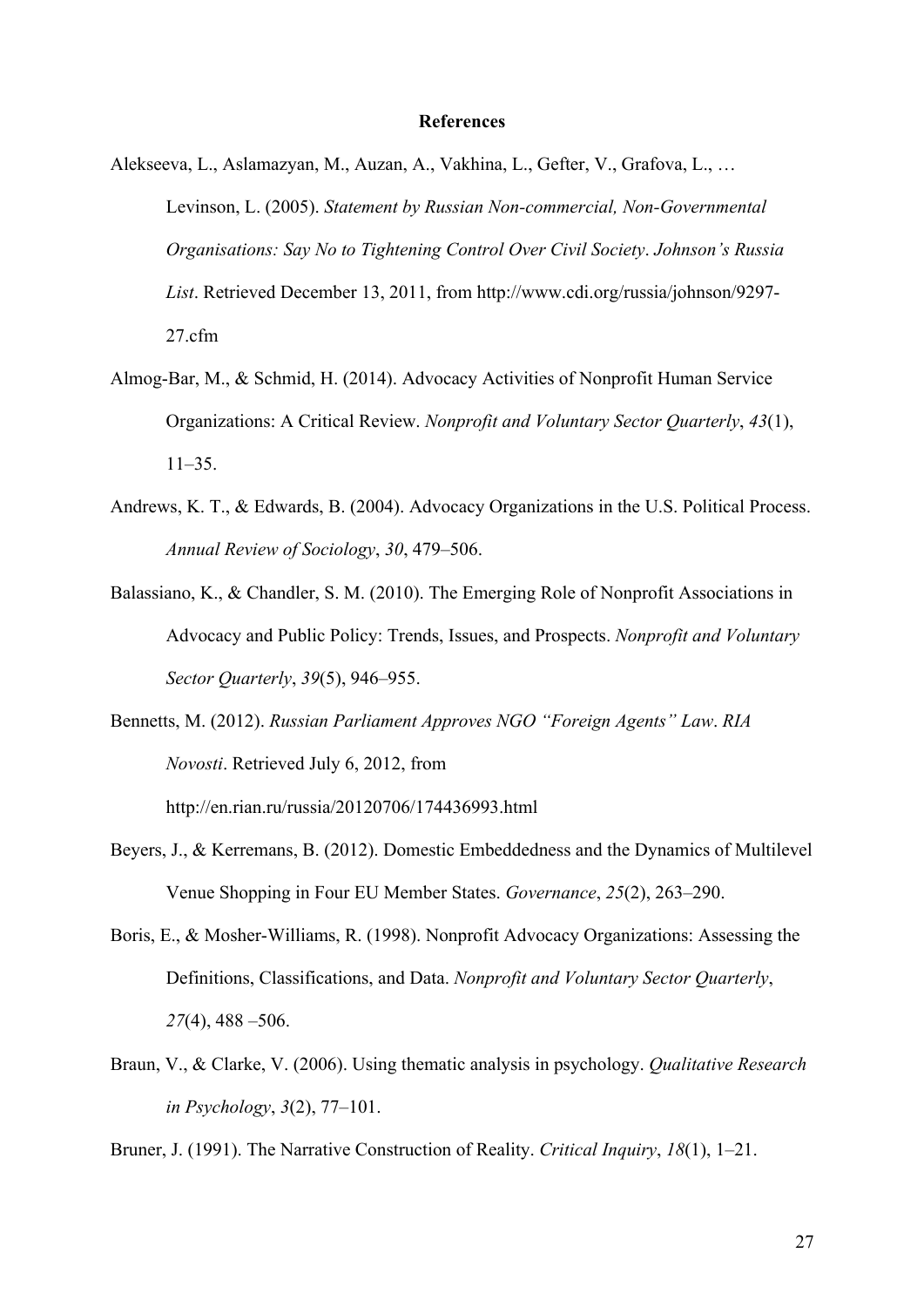## References

Alekseeva, L., Aslamazyan, M., Auzan, A., Vakhina, L., Gefter, V., Grafova, L., … Levinson, L. (2005). *Statement by Russian Non-commercial, Non-Governmental Organisations: Say No to Tightening Control Over Civil Society*. *Johnson's Russia List*. Retrieved December 13, 2011, from http://www.cdi.org/russia/johnson/9297-27.cfm

Almog-Bar, M., & Schmid, H. (2014). Advocacy Activities of Nonprofit Human Service Organizations: A Critical Review. *Nonprofit and Voluntary Sector Quarterly*, *43*(1), 11–35.

Andrews, K. T., & Edwards, B. (2004). Advocacy Organizations in the U.S. Political Process. *Annual Review of Sociology*, *30*, 479–506.

Balassiano, K., & Chandler, S. M. (2010). The Emerging Role of Nonprofit Associations in Advocacy and Public Policy: Trends, Issues, and Prospects. *Nonprofit and Voluntary Sector Quarterly*, *39*(5), 946–955.

Bennetts, M. (2012). *Russian Parliament Approves NGO "Foreign Agents" Law*. *RIA Novosti*. Retrieved July 6, 2012, from http://en.rian.ru/russia/20120706/174436993.html

Beyers, J., & Kerremans, B. (2012). Domestic Embeddedness and the Dynamics of Multilevel Venue Shopping in Four EU Member States. *Governance*, *25*(2), 263–290.

Boris, E., & Mosher-Williams, R. (1998). Nonprofit Advocacy Organizations: Assessing the Definitions, Classifications, and Data. *Nonprofit and Voluntary Sector Quarterly*, *27*(4), 488 –506.

Braun, V., & Clarke, V. (2006). Using thematic analysis in psychology. *Qualitative Research in Psychology*, *3*(2), 77–101.

Bruner, J. (1991). The Narrative Construction of Reality. *Critical Inquiry*, *18*(1), 1–21.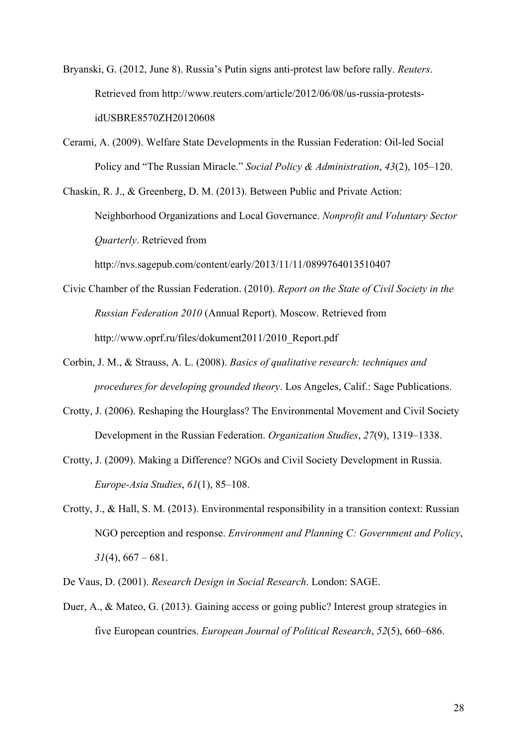Bryanski, G. (2012, June 8). Russia's Putin signs anti-protest law before rally. *Reuters*. Retrieved from http://www.reuters.com/article/2012/06/08/us-russia-protests-idUSBRE8570ZH20120608

Cerami, A. (2009). Welfare State Developments in the Russian Federation: Oil-led Social Policy and "The Russian Miracle." *Social Policy & Administration*, *43*(2), 105–120.

Chaskin, R. J., & Greenberg, D. M. (2013). Between Public and Private Action: Neighborhood Organizations and Local Governance. *Nonprofit and Voluntary Sector Quarterly*. Retrieved from http://nvs.sagepub.com/content/early/2013/11/11/0899764013510407

Civic Chamber of the Russian Federation. (2010). *Report on the State of Civil Society in the Russian Federation 2010* (Annual Report). Moscow. Retrieved from http://www.oprf.ru/files/dokument2011/2010_Report.pdf

Corbin, J. M., & Strauss, A. L. (2008). *Basics of qualitative research: techniques and procedures for developing grounded theory*. Los Angeles, Calif.: Sage Publications.

Crotty, J. (2006). Reshaping the Hourglass? The Environmental Movement and Civil Society Development in the Russian Federation. *Organization Studies*, *27*(9), 1319–1338.

Crotty, J. (2009). Making a Difference? NGOs and Civil Society Development in Russia. *Europe-Asia Studies*, *61*(1), 85–108.

Crotty, J., & Hall, S. M. (2013). Environmental responsibility in a transition context: Russian NGO perception and response. *Environment and Planning C: Government and Policy*, *31*(4), 667 – 681.

De Vaus, D. (2001). *Research Design in Social Research*. London: SAGE.

Duer, A., & Mateo, G. (2013). Gaining access or going public? Interest group strategies in five European countries. *European Journal of Political Research*, *52*(5), 660–686.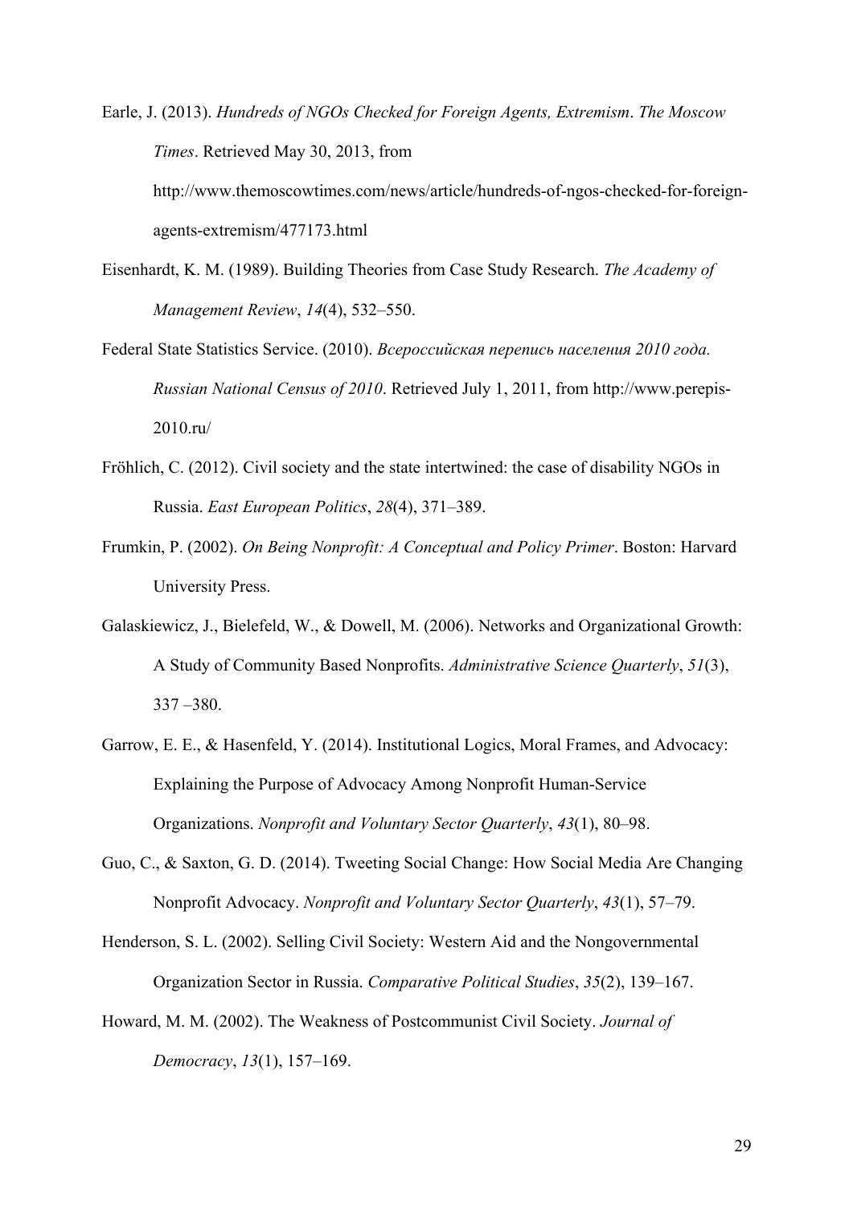Earle, J. (2013). *Hundreds of NGOs Checked for Foreign Agents, Extremism*. *The Moscow Times*. Retrieved May 30, 2013, from http://www.themoscowtimes.com/news/article/hundreds-of-ngos-checked-for-foreign-agents-extremism/477173.html

Eisenhardt, K. M. (1989). Building Theories from Case Study Research. *The Academy of Management Review*, *14*(4), 532–550.

Federal State Statistics Service. (2010). *Всероссийская перепись населения 2010 года. Russian National Census of 2010*. Retrieved July 1, 2011, from http://www.perepis-2010.ru/

Fröhlich, C. (2012). Civil society and the state intertwined: the case of disability NGOs in Russia. *East European Politics*, *28*(4), 371–389.

Frumkin, P. (2002). *On Being Nonprofit: A Conceptual and Policy Primer*. Boston: Harvard University Press.

Galaskiewicz, J., Bielefeld, W., & Dowell, M. (2006). Networks and Organizational Growth: A Study of Community Based Nonprofits. *Administrative Science Quarterly*, *51*(3), 337 –380.

Garrow, E. E., & Hasenfeld, Y. (2014). Institutional Logics, Moral Frames, and Advocacy: Explaining the Purpose of Advocacy Among Nonprofit Human-Service Organizations. *Nonprofit and Voluntary Sector Quarterly*, *43*(1), 80–98.

Guo, C., & Saxton, G. D. (2014). Tweeting Social Change: How Social Media Are Changing Nonprofit Advocacy. *Nonprofit and Voluntary Sector Quarterly*, *43*(1), 57–79.

Henderson, S. L. (2002). Selling Civil Society: Western Aid and the Nongovernmental Organization Sector in Russia. *Comparative Political Studies*, *35*(2), 139–167.

Howard, M. M. (2002). The Weakness of Postcommunist Civil Society. *Journal of Democracy*, *13*(1), 157–169.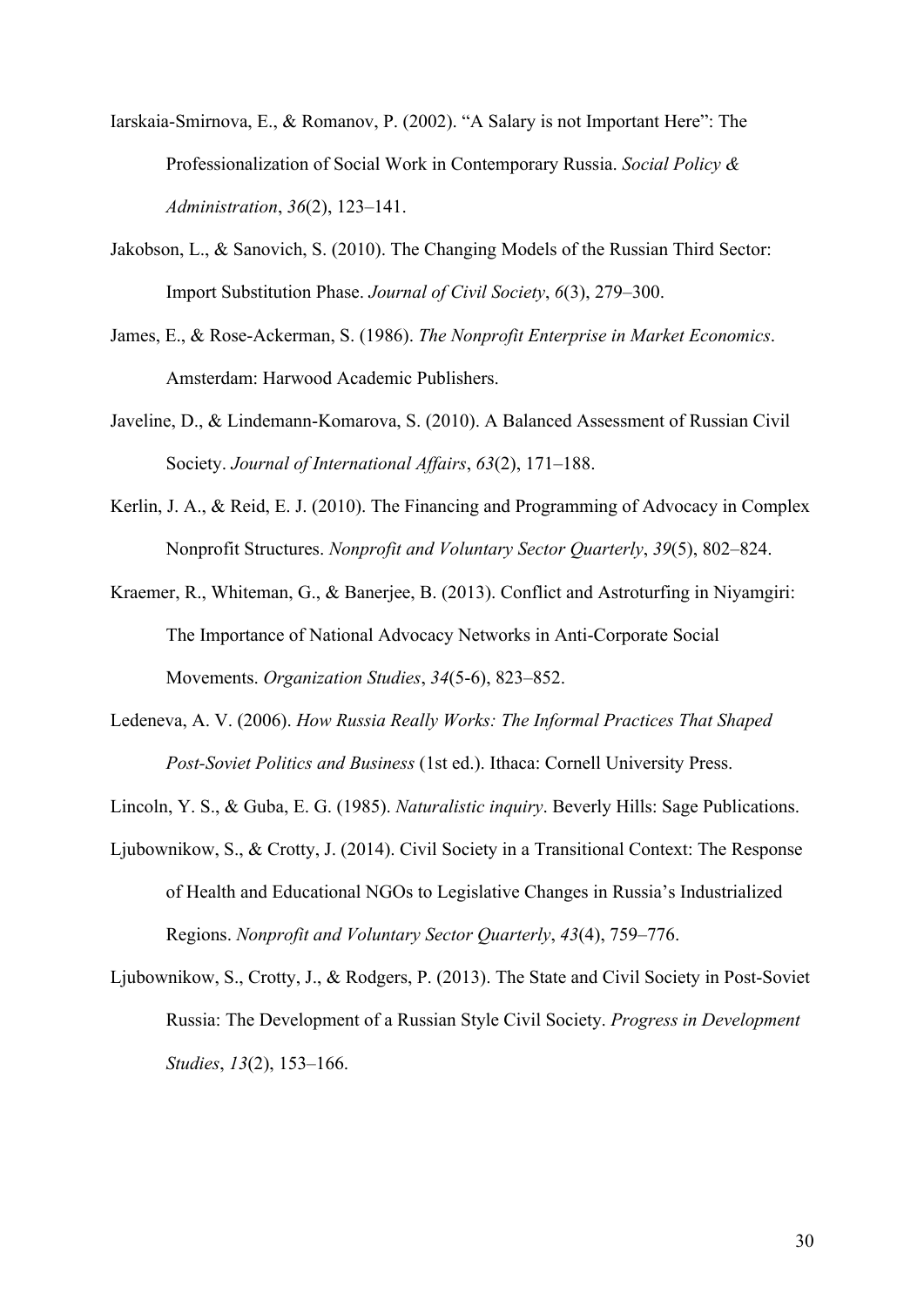Iarskaia-Smirnova, E., & Romanov, P. (2002). "A Salary is not Important Here": The Professionalization of Social Work in Contemporary Russia. *Social Policy & Administration*, *36*(2), 123–141.

Jakobson, L., & Sanovich, S. (2010). The Changing Models of the Russian Third Sector: Import Substitution Phase. *Journal of Civil Society*, *6*(3), 279–300.

James, E., & Rose-Ackerman, S. (1986). *The Nonprofit Enterprise in Market Economics*. Amsterdam: Harwood Academic Publishers.

Javeline, D., & Lindemann-Komarova, S. (2010). A Balanced Assessment of Russian Civil Society. *Journal of International Affairs*, *63*(2), 171–188.

Kerlin, J. A., & Reid, E. J. (2010). The Financing and Programming of Advocacy in Complex Nonprofit Structures. *Nonprofit and Voluntary Sector Quarterly*, *39*(5), 802–824.

Kraemer, R., Whiteman, G., & Banerjee, B. (2013). Conflict and Astroturfing in Niyamgiri: The Importance of National Advocacy Networks in Anti-Corporate Social Movements. *Organization Studies*, *34*(5-6), 823–852.

Ledeneva, A. V. (2006). *How Russia Really Works: The Informal Practices That Shaped Post-Soviet Politics and Business* (1st ed.). Ithaca: Cornell University Press.

Lincoln, Y. S., & Guba, E. G. (1985). *Naturalistic inquiry*. Beverly Hills: Sage Publications.

Ljubownikow, S., & Crotty, J. (2014). Civil Society in a Transitional Context: The Response of Health and Educational NGOs to Legislative Changes in Russia's Industrialized Regions. *Nonprofit and Voluntary Sector Quarterly*, *43*(4), 759–776.

Ljubownikow, S., Crotty, J., & Rodgers, P. (2013). The State and Civil Society in Post-Soviet Russia: The Development of a Russian Style Civil Society. *Progress in Development Studies*, *13*(2), 153–166.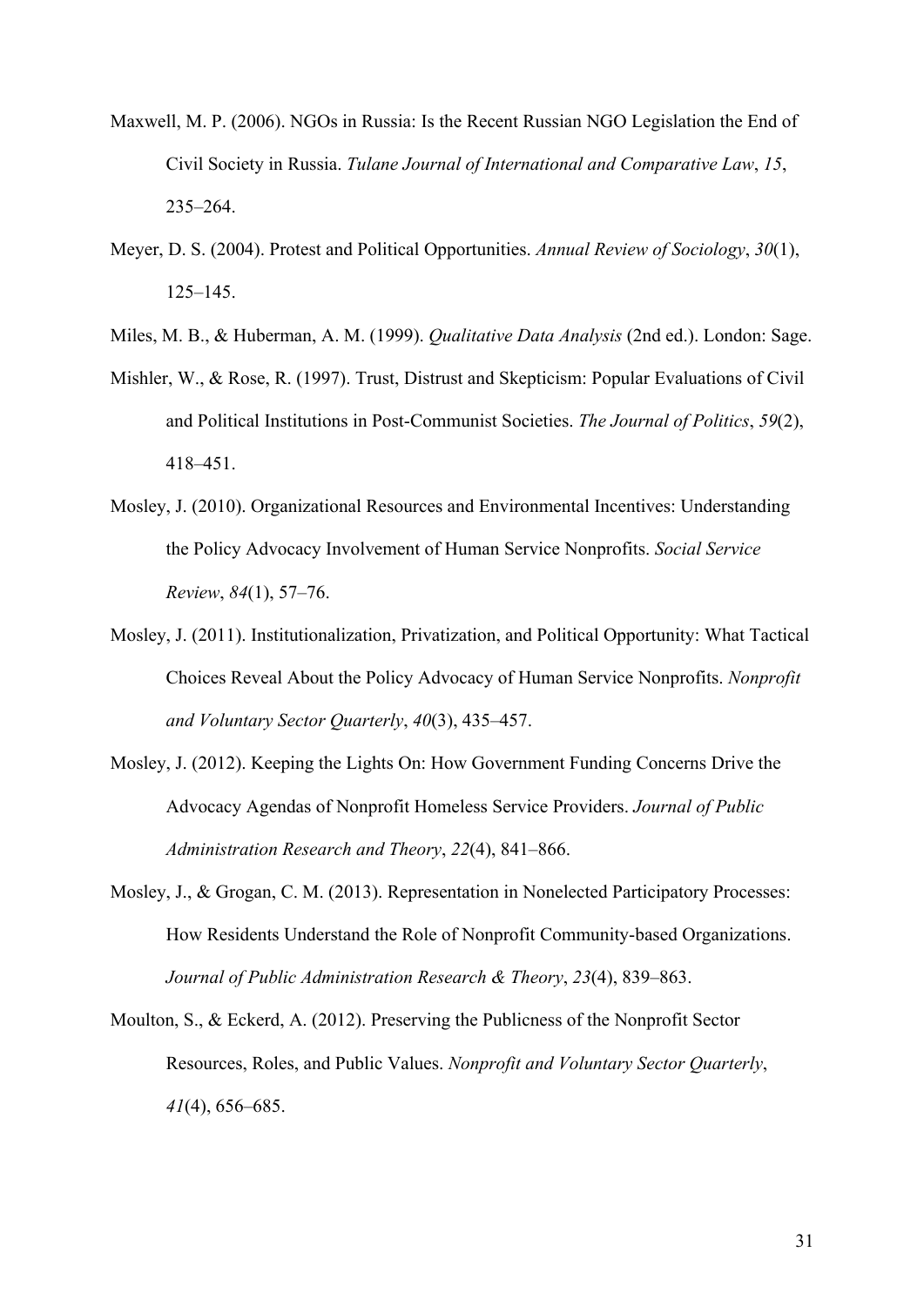Maxwell, M. P. (2006). NGOs in Russia: Is the Recent Russian NGO Legislation the End of Civil Society in Russia. *Tulane Journal of International and Comparative Law*, *15*, 235–264.

Meyer, D. S. (2004). Protest and Political Opportunities. *Annual Review of Sociology*, *30*(1), 125–145.

Miles, M. B., & Huberman, A. M. (1999). *Qualitative Data Analysis* (2nd ed.). London: Sage.

Mishler, W., & Rose, R. (1997). Trust, Distrust and Skepticism: Popular Evaluations of Civil and Political Institutions in Post-Communist Societies. *The Journal of Politics*, *59*(2), 418–451.

Mosley, J. (2010). Organizational Resources and Environmental Incentives: Understanding the Policy Advocacy Involvement of Human Service Nonprofits. *Social Service Review*, *84*(1), 57–76.

Mosley, J. (2011). Institutionalization, Privatization, and Political Opportunity: What Tactical Choices Reveal About the Policy Advocacy of Human Service Nonprofits. *Nonprofit and Voluntary Sector Quarterly*, *40*(3), 435–457.

Mosley, J. (2012). Keeping the Lights On: How Government Funding Concerns Drive the Advocacy Agendas of Nonprofit Homeless Service Providers. *Journal of Public Administration Research and Theory*, *22*(4), 841–866.

Mosley, J., & Grogan, C. M. (2013). Representation in Nonelected Participatory Processes: How Residents Understand the Role of Nonprofit Community-based Organizations. *Journal of Public Administration Research & Theory*, *23*(4), 839–863.

Moulton, S., & Eckerd, A. (2012). Preserving the Publicness of the Nonprofit Sector Resources, Roles, and Public Values. *Nonprofit and Voluntary Sector Quarterly*, *41*(4), 656–685.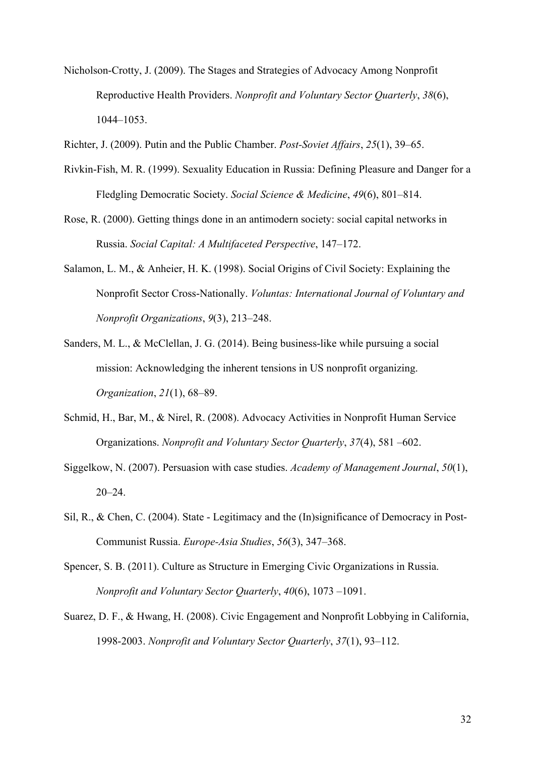Nicholson-Crotty, J. (2009). The Stages and Strategies of Advocacy Among Nonprofit Reproductive Health Providers. *Nonprofit and Voluntary Sector Quarterly*, *38*(6), 1044–1053.

Richter, J. (2009). Putin and the Public Chamber. *Post-Soviet Affairs*, *25*(1), 39–65.

Rivkin-Fish, M. R. (1999). Sexuality Education in Russia: Defining Pleasure and Danger for a Fledgling Democratic Society. *Social Science & Medicine*, *49*(6), 801–814.

Rose, R. (2000). Getting things done in an antimodern society: social capital networks in Russia. *Social Capital: A Multifaceted Perspective*, 147–172.

Salamon, L. M., & Anheier, H. K. (1998). Social Origins of Civil Society: Explaining the Nonprofit Sector Cross-Nationally. *Voluntas: International Journal of Voluntary and Nonprofit Organizations*, *9*(3), 213–248.

Sanders, M. L., & McClellan, J. G. (2014). Being business-like while pursuing a social mission: Acknowledging the inherent tensions in US nonprofit organizing. *Organization*, *21*(1), 68–89.

Schmid, H., Bar, M., & Nirel, R. (2008). Advocacy Activities in Nonprofit Human Service Organizations. *Nonprofit and Voluntary Sector Quarterly*, *37*(4), 581 –602.

Siggelkow, N. (2007). Persuasion with case studies. *Academy of Management Journal*, *50*(1), 20–24.

Sil, R., & Chen, C. (2004). State - Legitimacy and the (In)significance of Democracy in Post-Communist Russia. *Europe-Asia Studies*, *56*(3), 347–368.

Spencer, S. B. (2011). Culture as Structure in Emerging Civic Organizations in Russia. *Nonprofit and Voluntary Sector Quarterly*, *40*(6), 1073 –1091.

Suarez, D. F., & Hwang, H. (2008). Civic Engagement and Nonprofit Lobbying in California, 1998-2003. *Nonprofit and Voluntary Sector Quarterly*, *37*(1), 93–112.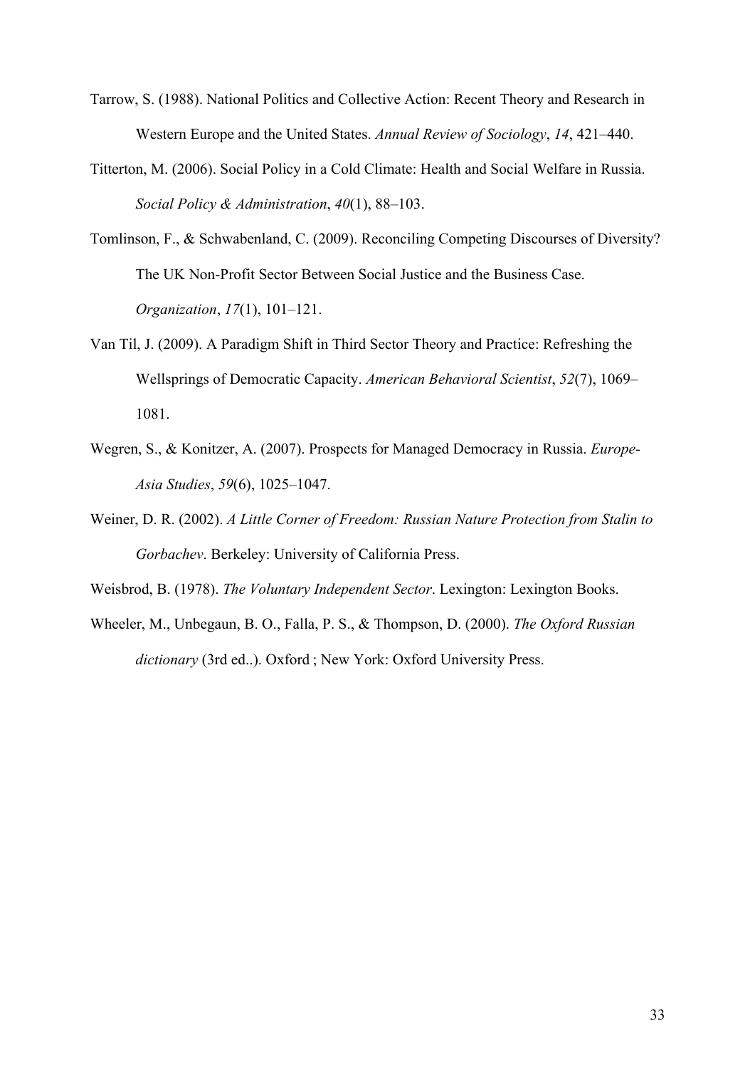Tarrow, S. (1988). National Politics and Collective Action: Recent Theory and Research in Western Europe and the United States. *Annual Review of Sociology*, *14*, 421–440.

Titterton, M. (2006). Social Policy in a Cold Climate: Health and Social Welfare in Russia. *Social Policy & Administration*, *40*(1), 88–103.

Tomlinson, F., & Schwabenland, C. (2009). Reconciling Competing Discourses of Diversity? The UK Non-Profit Sector Between Social Justice and the Business Case. *Organization*, *17*(1), 101–121.

Van Til, J. (2009). A Paradigm Shift in Third Sector Theory and Practice: Refreshing the Wellsprings of Democratic Capacity. *American Behavioral Scientist*, *52*(7), 1069–1081.

Wegren, S., & Konitzer, A. (2007). Prospects for Managed Democracy in Russia. *Europe-Asia Studies*, *59*(6), 1025–1047.

Weiner, D. R. (2002). *A Little Corner of Freedom: Russian Nature Protection from Stalin to Gorbachev*. Berkeley: University of California Press.

Weisbrod, B. (1978). *The Voluntary Independent Sector*. Lexington: Lexington Books.

Wheeler, M., Unbegaun, B. O., Falla, P. S., & Thompson, D. (2000). *The Oxford Russian dictionary* (3rd ed..). Oxford ; New York: Oxford University Press.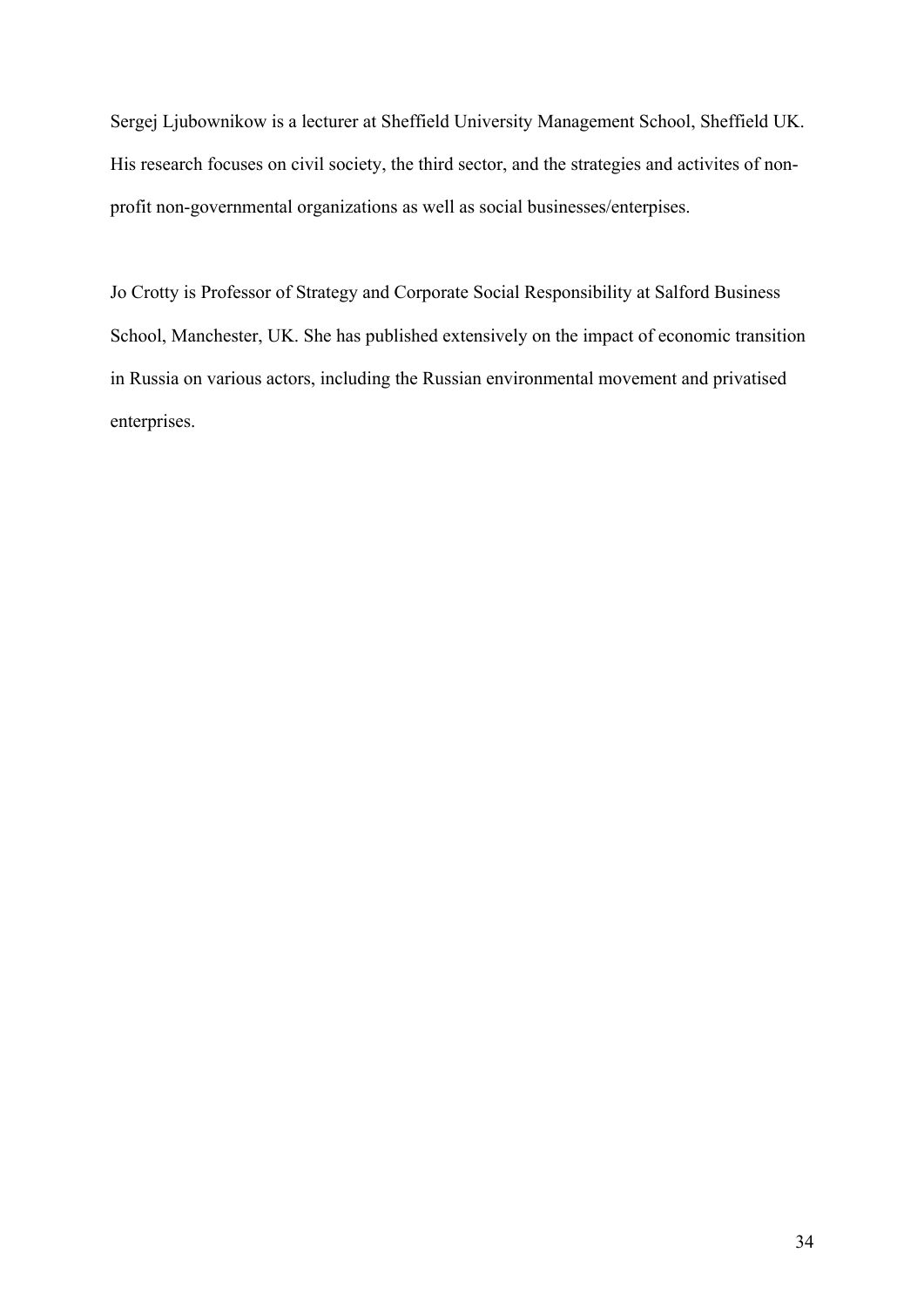Sergej Ljubownikow is a lecturer at Sheffield University Management School, Sheffield UK. His research focuses on civil society, the third sector, and the strategies and activites of non-profit non-governmental organizations as well as social businesses/enterpises.

Jo Crotty is Professor of Strategy and Corporate Social Responsibility at Salford Business School, Manchester, UK. She has published extensively on the impact of economic transition in Russia on various actors, including the Russian environmental movement and privatised enterprises.